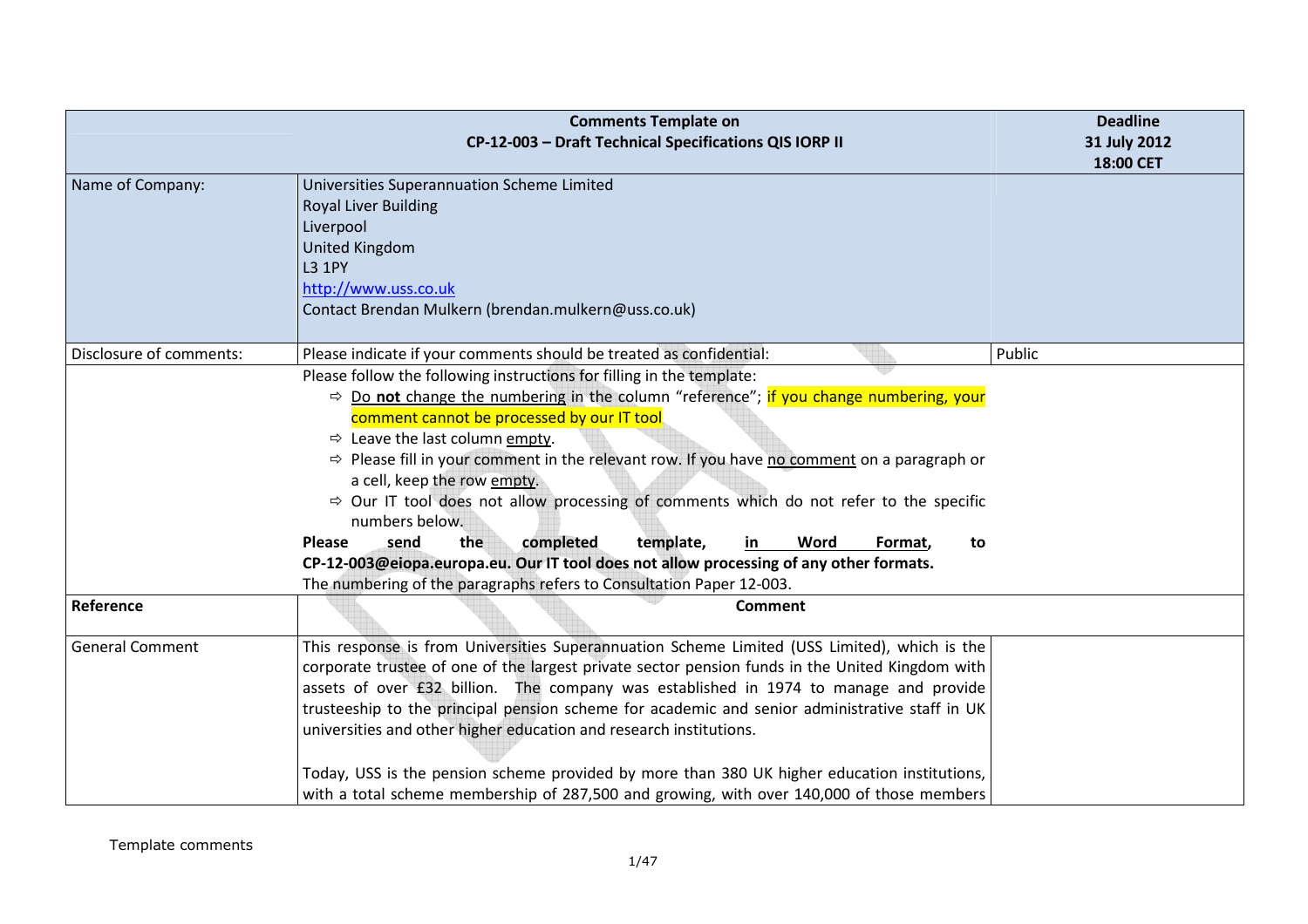| Comments Template on CP-12-003 – Draft Technical Specifications QIS IORP II | | Deadline 31 July 2012 18:00 CET |
|---|---|---|
| Name of Company: | Universities Superannuation Scheme Limited<br>Royal Liver Building<br>Liverpool<br>United Kingdom<br>L3 1PY<br>http://www.uss.co.uk<br>Contact Brendan Mulkern (brendan.mulkern@uss.co.uk) | |
| Disclosure of comments: | Please indicate if your comments should be treated as confidential: | Public |
| | Please follow the following instructions for filling in the template:<br>⇨ Do **not** change the numbering in the column "reference"; if you change numbering, your comment cannot be processed by our IT tool<br>⇨ Leave the last column empty.<br>⇨ Please fill in your comment in the relevant row. If you have no comment on a paragraph or a cell, keep the row empty.<br>⇨ Our IT tool does not allow processing of comments which do not refer to the specific numbers below.<br>**Please send the completed template, in Word Format, to CP-12-003@eiopa.europa.eu. Our IT tool does not allow processing of any other formats.**<br>The numbering of the paragraphs refers to Consultation Paper 12-003. | |
| **Reference** | **Comment** | |
| General Comment | This response is from Universities Superannuation Scheme Limited (USS Limited), which is the corporate trustee of one of the largest private sector pension funds in the United Kingdom with assets of over £32 billion. The company was established in 1974 to manage and provide trusteeship to the principal pension scheme for academic and senior administrative staff in UK universities and other higher education and research institutions.<br><br>Today, USS is the pension scheme provided by more than 380 UK higher education institutions, with a total scheme membership of 287,500 and growing, with over 140,000 of those members | |

Template comments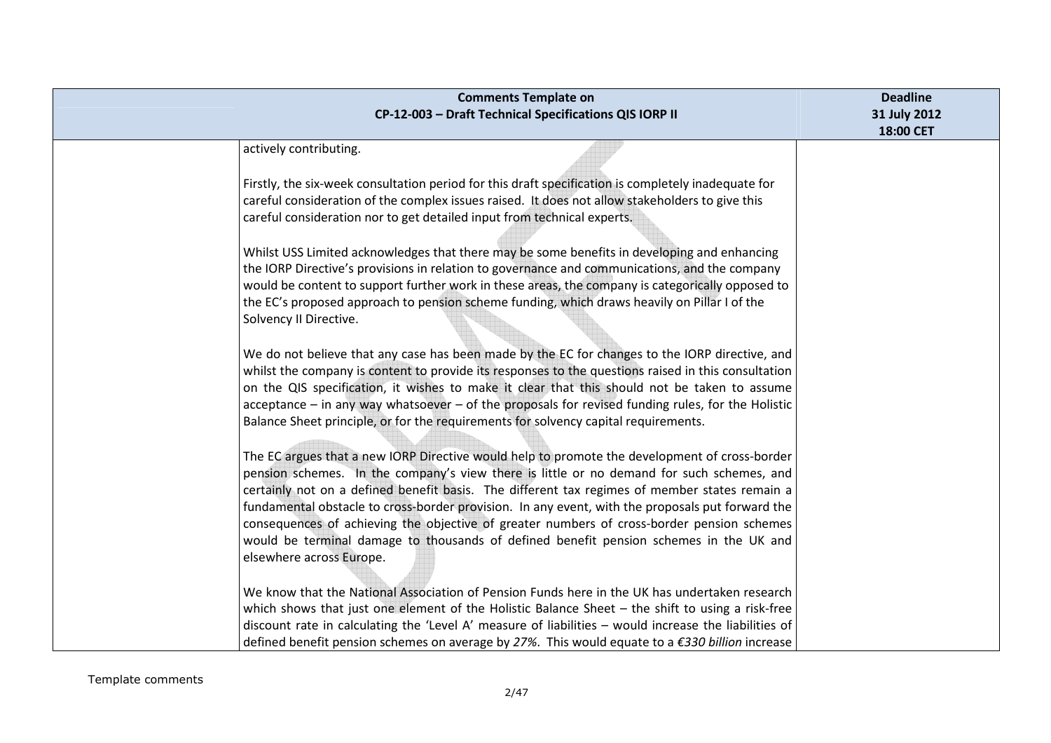| Comments Template on CP-12-003 – Draft Technical Specifications QIS IORP II | | Deadline 31 July 2012 18:00 CET |
|---|---|---|
| | actively contributing.<br><br>Firstly, the six-week consultation period for this draft specification is completely inadequate for careful consideration of the complex issues raised. It does not allow stakeholders to give this careful consideration nor to get detailed input from technical experts.<br><br>Whilst USS Limited acknowledges that there may be some benefits in developing and enhancing the IORP Directive's provisions in relation to governance and communications, and the company would be content to support further work in these areas, the company is categorically opposed to the EC's proposed approach to pension scheme funding, which draws heavily on Pillar I of the Solvency II Directive.<br><br>We do not believe that any case has been made by the EC for changes to the IORP directive, and whilst the company is content to provide its responses to the questions raised in this consultation on the QIS specification, it wishes to make it clear that this should not be taken to assume acceptance – in any way whatsoever – of the proposals for revised funding rules, for the Holistic Balance Sheet principle, or for the requirements for solvency capital requirements.<br><br>The EC argues that a new IORP Directive would help to promote the development of cross-border pension schemes. In the company's view there is little or no demand for such schemes, and certainly not on a defined benefit basis. The different tax regimes of member states remain a fundamental obstacle to cross-border provision. In any event, with the proposals put forward the consequences of achieving the objective of greater numbers of cross-border pension schemes would be terminal damage to thousands of defined benefit pension schemes in the UK and elsewhere across Europe.<br><br>We know that the National Association of Pension Funds here in the UK has undertaken research which shows that just one element of the Holistic Balance Sheet – the shift to using a risk-free discount rate in calculating the 'Level A' measure of liabilities – would increase the liabilities of defined benefit pension schemes on average by *27%*. This would equate to a *€330 billion* increase | |

Template comments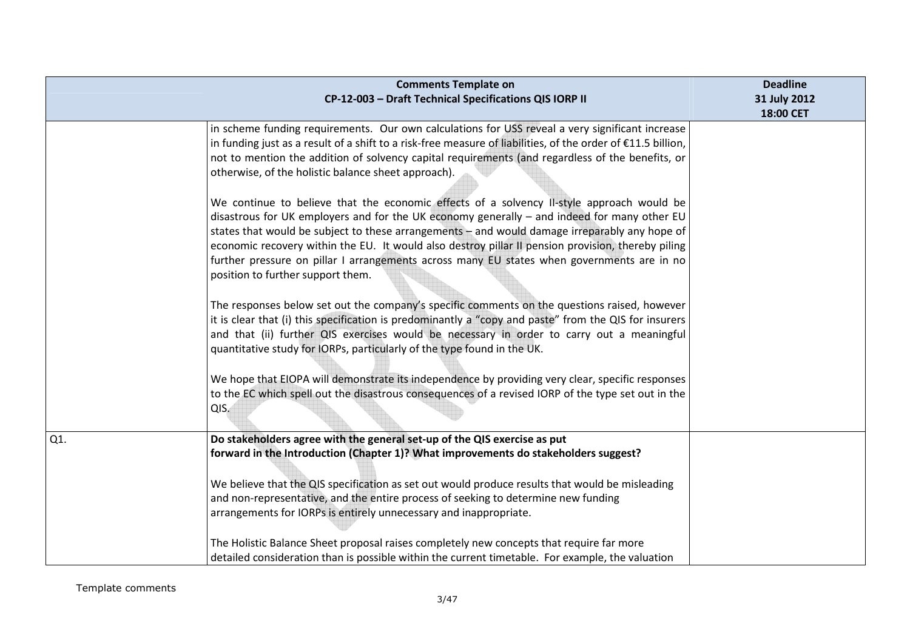| Comments Template on CP-12-003 – Draft Technical Specifications QIS IORP II | | Deadline 31 July 2012 18:00 CET |
|---|---|---|
| | in scheme funding requirements. Our own calculations for USS reveal a very significant increase in funding just as a result of a shift to a risk-free measure of liabilities, of the order of €11.5 billion, not to mention the addition of solvency capital requirements (and regardless of the benefits, or otherwise, of the holistic balance sheet approach).<br><br>We continue to believe that the economic effects of a solvency II-style approach would be disastrous for UK employers and for the UK economy generally – and indeed for many other EU states that would be subject to these arrangements – and would damage irreparably any hope of economic recovery within the EU. It would also destroy pillar II pension provision, thereby piling further pressure on pillar I arrangements across many EU states when governments are in no position to further support them.<br><br>The responses below set out the company's specific comments on the questions raised, however it is clear that (i) this specification is predominantly a "copy and paste" from the QIS for insurers and that (ii) further QIS exercises would be necessary in order to carry out a meaningful quantitative study for IORPs, particularly of the type found in the UK.<br><br>We hope that EIOPA will demonstrate its independence by providing very clear, specific responses to the EC which spell out the disastrous consequences of a revised IORP of the type set out in the QIS. | |
| Q1. | **Do stakeholders agree with the general set-up of the QIS exercise as put forward in the Introduction (Chapter 1)? What improvements do stakeholders suggest?**<br><br>We believe that the QIS specification as set out would produce results that would be misleading and non-representative, and the entire process of seeking to determine new funding arrangements for IORPs is entirely unnecessary and inappropriate.<br><br>The Holistic Balance Sheet proposal raises completely new concepts that require far more detailed consideration than is possible within the current timetable. For example, the valuation | |

Template comments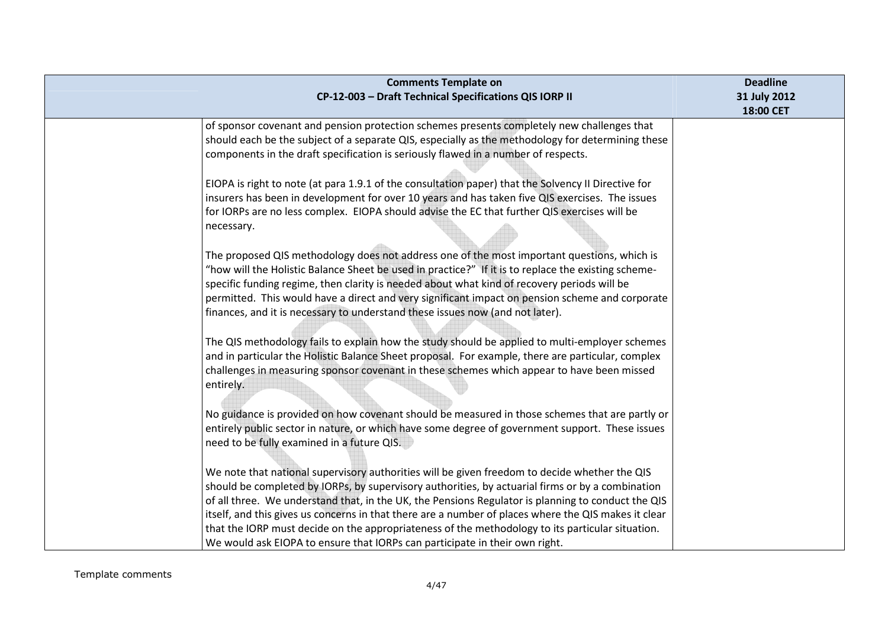| Comments Template on CP-12-003 – Draft Technical Specifications QIS IORP II | | Deadline 31 July 2012 18:00 CET |
|---|---|---|
| | of sponsor covenant and pension protection schemes presents completely new challenges that should each be the subject of a separate QIS, especially as the methodology for determining these components in the draft specification is seriously flawed in a number of respects.<br><br>EIOPA is right to note (at para 1.9.1 of the consultation paper) that the Solvency II Directive for insurers has been in development for over 10 years and has taken five QIS exercises. The issues for IORPs are no less complex. EIOPA should advise the EC that further QIS exercises will be necessary.<br><br>The proposed QIS methodology does not address one of the most important questions, which is "how will the Holistic Balance Sheet be used in practice?" If it is to replace the existing scheme-specific funding regime, then clarity is needed about what kind of recovery periods will be permitted. This would have a direct and very significant impact on pension scheme and corporate finances, and it is necessary to understand these issues now (and not later).<br><br>The QIS methodology fails to explain how the study should be applied to multi-employer schemes and in particular the Holistic Balance Sheet proposal. For example, there are particular, complex challenges in measuring sponsor covenant in these schemes which appear to have been missed entirely.<br><br>No guidance is provided on how covenant should be measured in those schemes that are partly or entirely public sector in nature, or which have some degree of government support. These issues need to be fully examined in a future QIS.<br><br>We note that national supervisory authorities will be given freedom to decide whether the QIS should be completed by IORPs, by supervisory authorities, by actuarial firms or by a combination of all three. We understand that, in the UK, the Pensions Regulator is planning to conduct the QIS itself, and this gives us concerns in that there are a number of places where the QIS makes it clear that the IORP must decide on the appropriateness of the methodology to its particular situation. We would ask EIOPA to ensure that IORPs can participate in their own right. | |

Template comments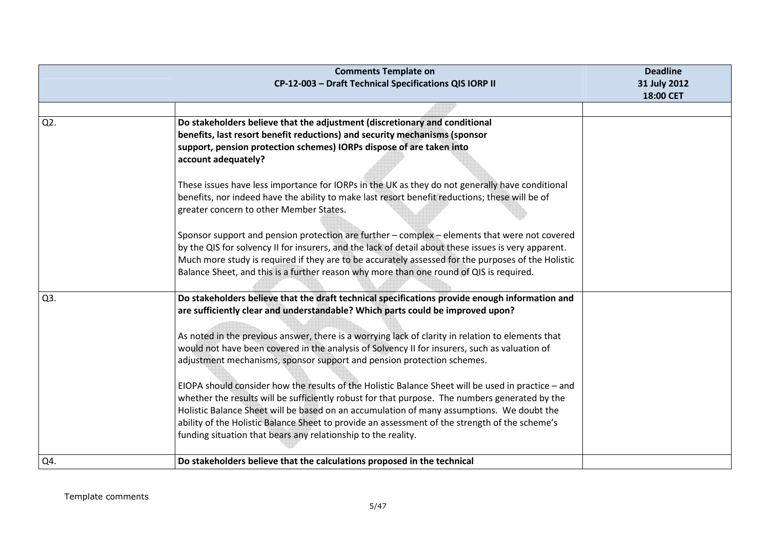| Comments Template on CP-12-003 – Draft Technical Specifications QIS IORP II | | Deadline 31 July 2012 18:00 CET |
|---|---|---|
| | | |
| Q2. | **Do stakeholders believe that the adjustment (discretionary and conditional benefits, last resort benefit reductions) and security mechanisms (sponsor support, pension protection schemes) IORPs dispose of are taken into account adequately?**<br><br>These issues have less importance for IORPs in the UK as they do not generally have conditional benefits, nor indeed have the ability to make last resort benefit reductions; these will be of greater concern to other Member States.<br><br>Sponsor support and pension protection are further – complex – elements that were not covered by the QIS for solvency II for insurers, and the lack of detail about these issues is very apparent. Much more study is required if they are to be accurately assessed for the purposes of the Holistic Balance Sheet, and this is a further reason why more than one round of QIS is required. | |
| Q3. | **Do stakeholders believe that the draft technical specifications provide enough information and are sufficiently clear and understandable? Which parts could be improved upon?**<br><br>As noted in the previous answer, there is a worrying lack of clarity in relation to elements that would not have been covered in the analysis of Solvency II for insurers, such as valuation of adjustment mechanisms, sponsor support and pension protection schemes.<br><br>EIOPA should consider how the results of the Holistic Balance Sheet will be used in practice – and whether the results will be sufficiently robust for that purpose. The numbers generated by the Holistic Balance Sheet will be based on an accumulation of many assumptions. We doubt the ability of the Holistic Balance Sheet to provide an assessment of the strength of the scheme's funding situation that bears any relationship to the reality. | |
| Q4. | **Do stakeholders believe that the calculations proposed in the technical** | |

Template comments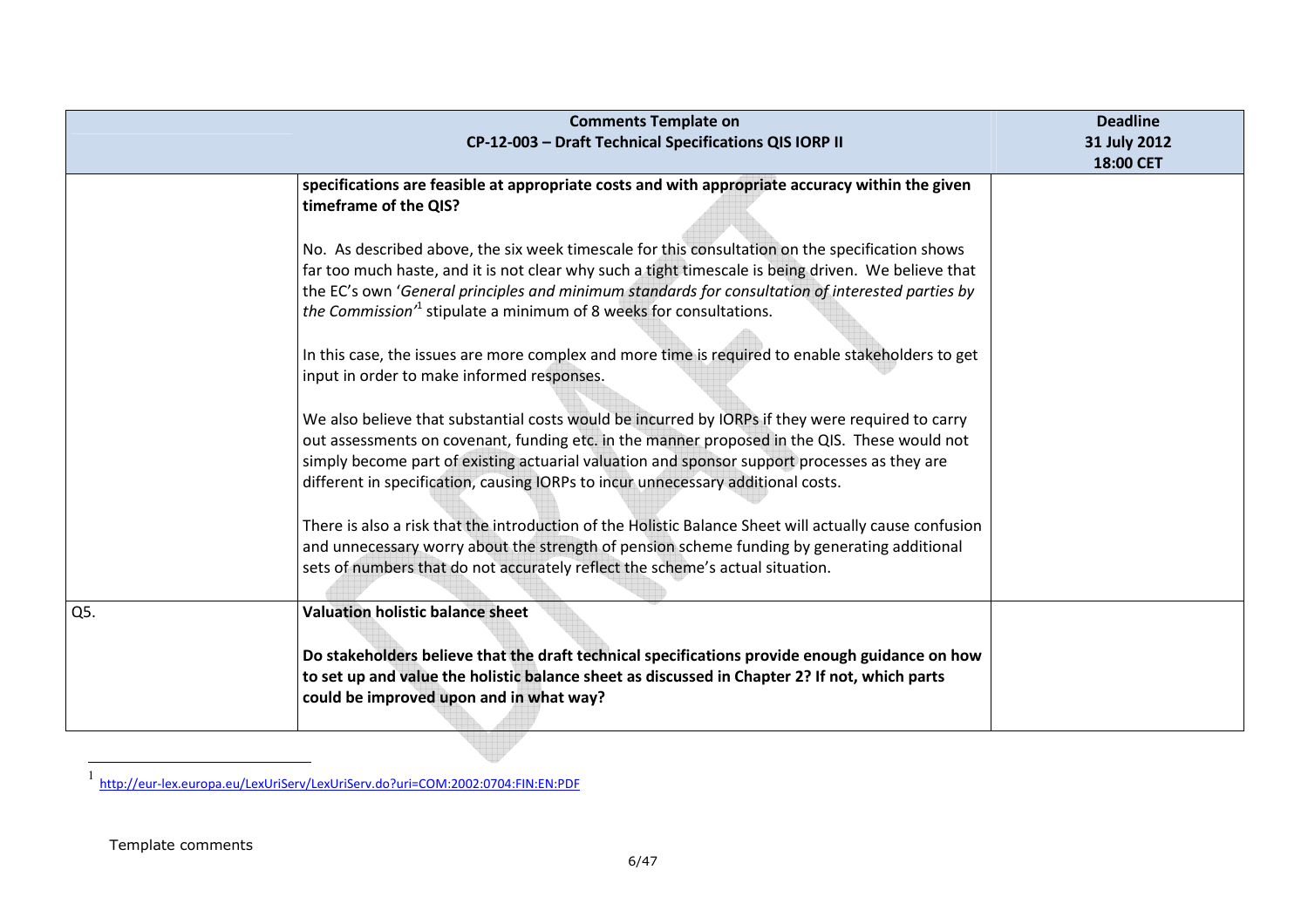| Comments Template on CP-12-003 – Draft Technical Specifications QIS IORP II | | Deadline 31 July 2012 18:00 CET |
|---|---|---|
| | **specifications are feasible at appropriate costs and with appropriate accuracy within the given timeframe of the QIS?**<br><br>No. As described above, the six week timescale for this consultation on the specification shows far too much haste, and it is not clear why such a tight timescale is being driven. We believe that the EC's own '*General principles and minimum standards for consultation of interested parties by the Commission*'[1] stipulate a minimum of 8 weeks for consultations.<br><br>In this case, the issues are more complex and more time is required to enable stakeholders to get input in order to make informed responses.<br><br>We also believe that substantial costs would be incurred by IORPs if they were required to carry out assessments on covenant, funding etc. in the manner proposed in the QIS. These would not simply become part of existing actuarial valuation and sponsor support processes as they are different in specification, causing IORPs to incur unnecessary additional costs.<br><br>There is also a risk that the introduction of the Holistic Balance Sheet will actually cause confusion and unnecessary worry about the strength of pension scheme funding by generating additional sets of numbers that do not accurately reflect the scheme's actual situation. | |
| Q5. | **Valuation holistic balance sheet**<br><br>**Do stakeholders believe that the draft technical specifications provide enough guidance on how to set up and value the holistic balance sheet as discussed in Chapter 2? If not, which parts could be improved upon and in what way?** | |

[1] http://eur-lex.europa.eu/LexUriServ/LexUriServ.do?uri=COM:2002:0704:FIN:EN:PDF

Template comments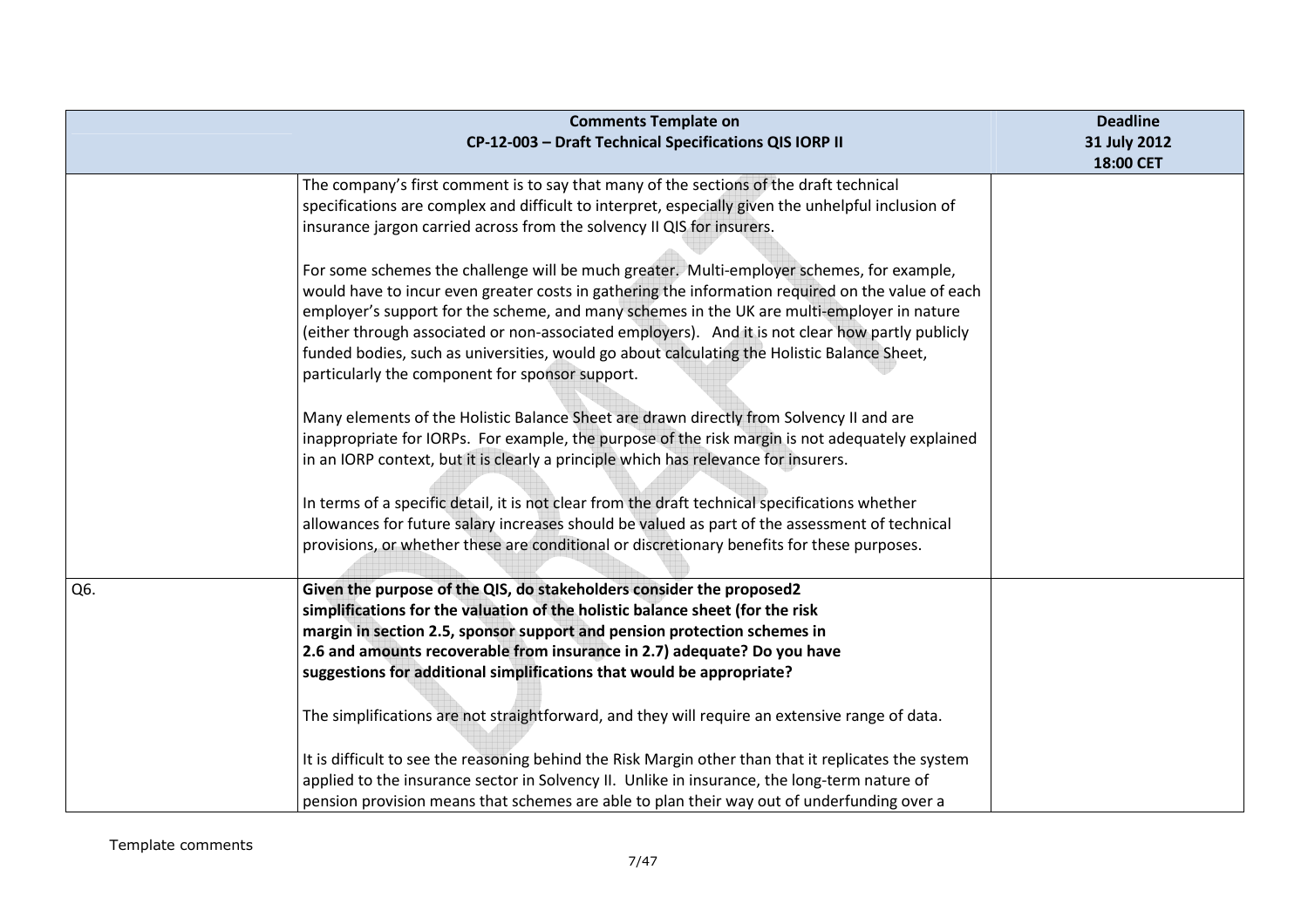| Comments Template on CP-12-003 – Draft Technical Specifications QIS IORP II | | Deadline 31 July 2012 18:00 CET |
|---|---|---|
| | The company's first comment is to say that many of the sections of the draft technical specifications are complex and difficult to interpret, especially given the unhelpful inclusion of insurance jargon carried across from the solvency II QIS for insurers.<br><br>For some schemes the challenge will be much greater. Multi-employer schemes, for example, would have to incur even greater costs in gathering the information required on the value of each employer's support for the scheme, and many schemes in the UK are multi-employer in nature (either through associated or non-associated employers). And it is not clear how partly publicly funded bodies, such as universities, would go about calculating the Holistic Balance Sheet, particularly the component for sponsor support.<br><br>Many elements of the Holistic Balance Sheet are drawn directly from Solvency II and are inappropriate for IORPs. For example, the purpose of the risk margin is not adequately explained in an IORP context, but it is clearly a principle which has relevance for insurers.<br><br>In terms of a specific detail, it is not clear from the draft technical specifications whether allowances for future salary increases should be valued as part of the assessment of technical provisions, or whether these are conditional or discretionary benefits for these purposes. | |
| Q6. | **Given the purpose of the QIS, do stakeholders consider the proposed2 simplifications for the valuation of the holistic balance sheet (for the risk margin in section 2.5, sponsor support and pension protection schemes in 2.6 and amounts recoverable from insurance in 2.7) adequate? Do you have suggestions for additional simplifications that would be appropriate?**<br><br>The simplifications are not straightforward, and they will require an extensive range of data.<br><br>It is difficult to see the reasoning behind the Risk Margin other than that it replicates the system applied to the insurance sector in Solvency II. Unlike in insurance, the long-term nature of pension provision means that schemes are able to plan their way out of underfunding over a | |

Template comments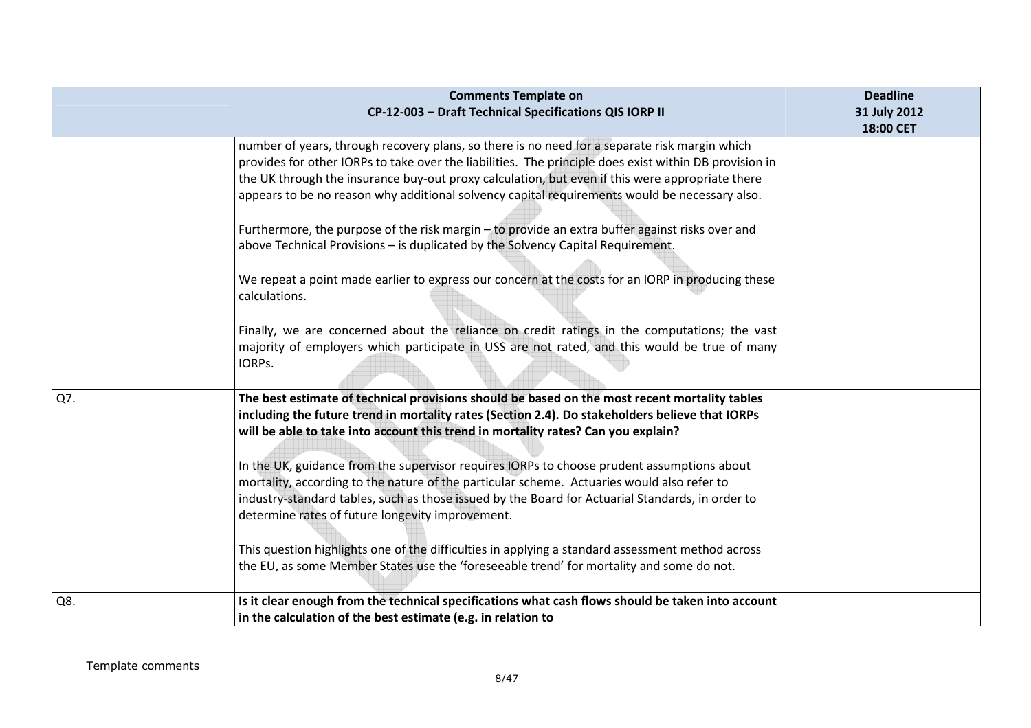| Comments Template on CP-12-003 – Draft Technical Specifications QIS IORP II | | Deadline 31 July 2012 18:00 CET |
|---|---|---|
| | number of years, through recovery plans, so there is no need for a separate risk margin which provides for other IORPs to take over the liabilities. The principle does exist within DB provision in the UK through the insurance buy-out proxy calculation, but even if this were appropriate there appears to be no reason why additional solvency capital requirements would be necessary also.<br><br>Furthermore, the purpose of the risk margin – to provide an extra buffer against risks over and above Technical Provisions – is duplicated by the Solvency Capital Requirement.<br><br>We repeat a point made earlier to express our concern at the costs for an IORP in producing these calculations.<br><br>Finally, we are concerned about the reliance on credit ratings in the computations; the vast majority of employers which participate in USS are not rated, and this would be true of many IORPs. | |
| Q7. | **The best estimate of technical provisions should be based on the most recent mortality tables including the future trend in mortality rates (Section 2.4). Do stakeholders believe that IORPs will be able to take into account this trend in mortality rates? Can you explain?**<br><br>In the UK, guidance from the supervisor requires IORPs to choose prudent assumptions about mortality, according to the nature of the particular scheme. Actuaries would also refer to industry-standard tables, such as those issued by the Board for Actuarial Standards, in order to determine rates of future longevity improvement.<br><br>This question highlights one of the difficulties in applying a standard assessment method across the EU, as some Member States use the 'foreseeable trend' for mortality and some do not. | |
| Q8. | **Is it clear enough from the technical specifications what cash flows should be taken into account in the calculation of the best estimate (e.g. in relation to** | |

Template comments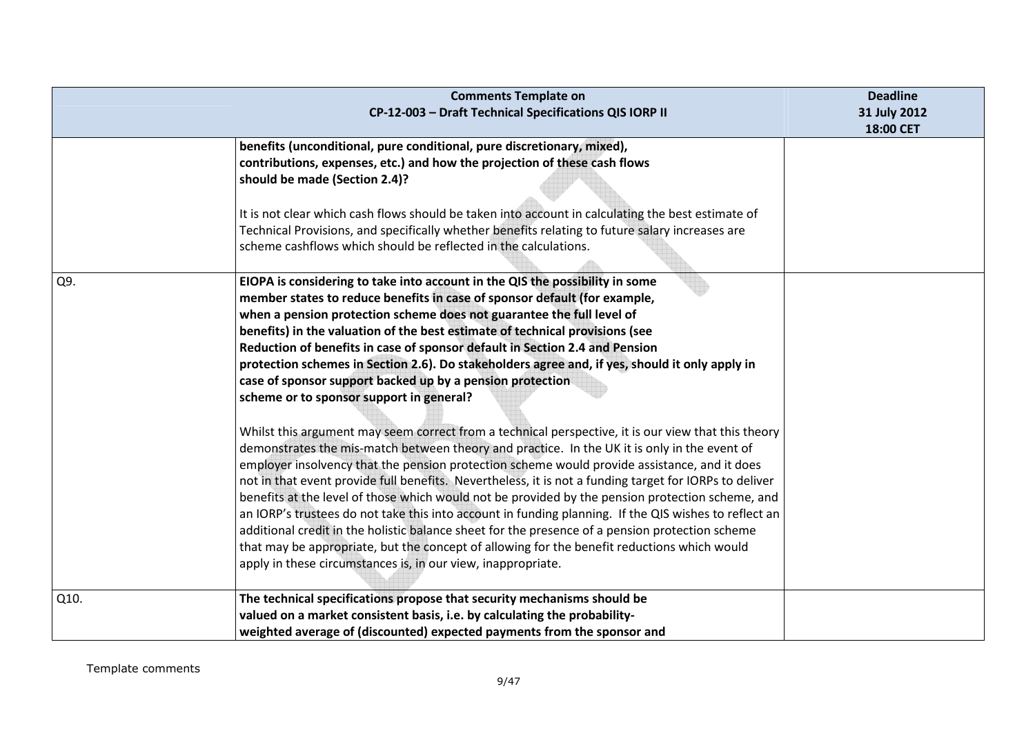| Comments Template on CP-12-003 – Draft Technical Specifications QIS IORP II | | Deadline 31 July 2012 18:00 CET |
|---|---|---|
| | **benefits (unconditional, pure conditional, pure discretionary, mixed), contributions, expenses, etc.) and how the projection of these cash flows should be made (Section 2.4)?**<br><br>It is not clear which cash flows should be taken into account in calculating the best estimate of Technical Provisions, and specifically whether benefits relating to future salary increases are scheme cashflows which should be reflected in the calculations. | |
| Q9. | **EIOPA is considering to take into account in the QIS the possibility in some member states to reduce benefits in case of sponsor default (for example, when a pension protection scheme does not guarantee the full level of benefits) in the valuation of the best estimate of technical provisions (see Reduction of benefits in case of sponsor default in Section 2.4 and Pension protection schemes in Section 2.6). Do stakeholders agree and, if yes, should it only apply in case of sponsor support backed up by a pension protection scheme or to sponsor support in general?**<br><br>Whilst this argument may seem correct from a technical perspective, it is our view that this theory demonstrates the mis-match between theory and practice. In the UK it is only in the event of employer insolvency that the pension protection scheme would provide assistance, and it does not in that event provide full benefits. Nevertheless, it is not a funding target for IORPs to deliver benefits at the level of those which would not be provided by the pension protection scheme, and an IORP's trustees do not take this into account in funding planning. If the QIS wishes to reflect an additional credit in the holistic balance sheet for the presence of a pension protection scheme that may be appropriate, but the concept of allowing for the benefit reductions which would apply in these circumstances is, in our view, inappropriate. | |
| Q10. | **The technical specifications propose that security mechanisms should be valued on a market consistent basis, i.e. by calculating the probability-weighted average of (discounted) expected payments from the sponsor and** | |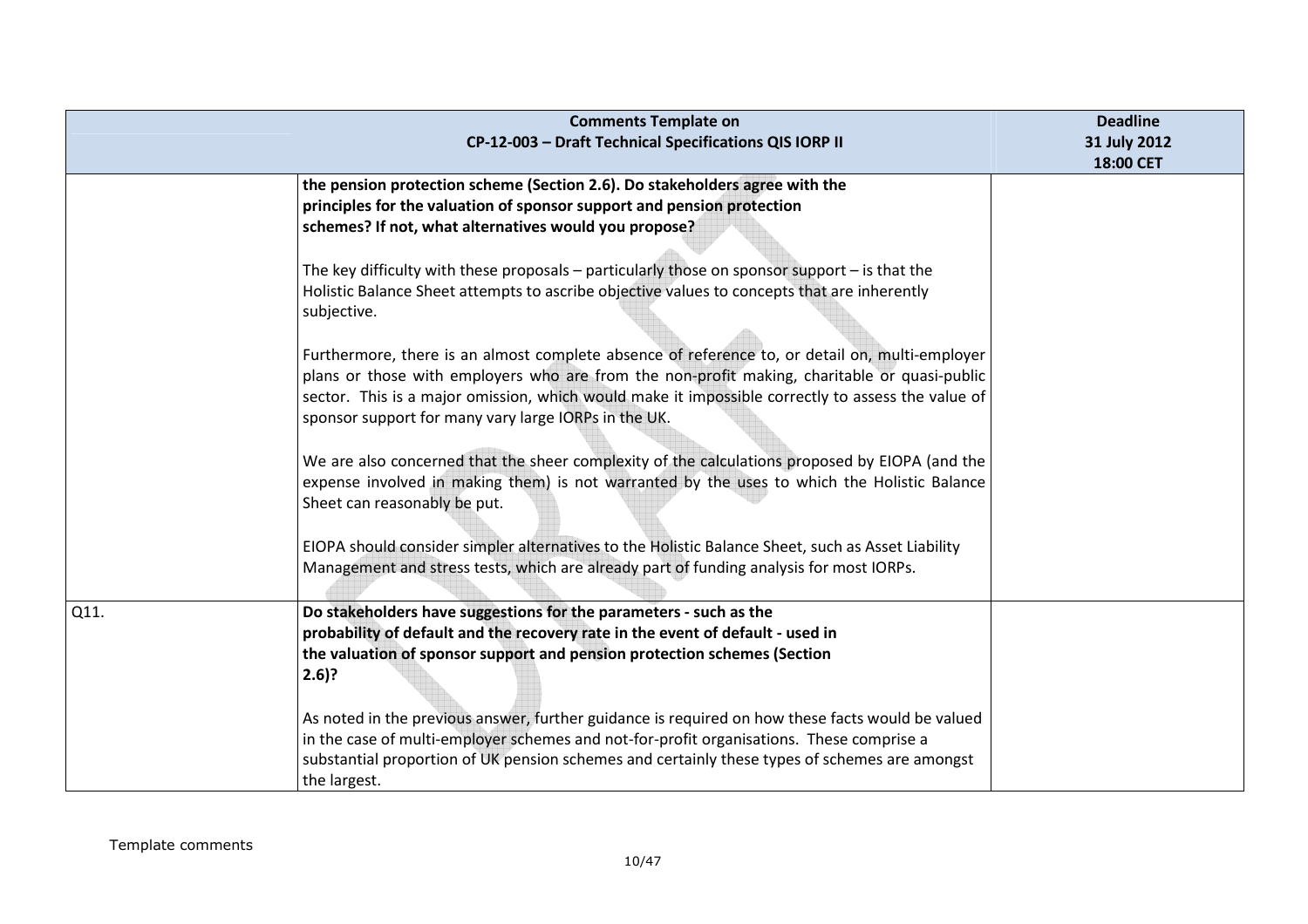| Comments Template on CP-12-003 – Draft Technical Specifications QIS IORP II | | Deadline 31 July 2012 18:00 CET |
|---|---|---|
| | **the pension protection scheme (Section 2.6). Do stakeholders agree with the principles for the valuation of sponsor support and pension protection schemes? If not, what alternatives would you propose?**<br><br>The key difficulty with these proposals – particularly those on sponsor support – is that the Holistic Balance Sheet attempts to ascribe objective values to concepts that are inherently subjective.<br><br>Furthermore, there is an almost complete absence of reference to, or detail on, multi-employer plans or those with employers who are from the non-profit making, charitable or quasi-public sector. This is a major omission, which would make it impossible correctly to assess the value of sponsor support for many vary large IORPs in the UK.<br><br>We are also concerned that the sheer complexity of the calculations proposed by EIOPA (and the expense involved in making them) is not warranted by the uses to which the Holistic Balance Sheet can reasonably be put.<br><br>EIOPA should consider simpler alternatives to the Holistic Balance Sheet, such as Asset Liability Management and stress tests, which are already part of funding analysis for most IORPs. | |
| Q11. | **Do stakeholders have suggestions for the parameters - such as the probability of default and the recovery rate in the event of default - used in the valuation of sponsor support and pension protection schemes (Section 2.6)?**<br><br>As noted in the previous answer, further guidance is required on how these facts would be valued in the case of multi-employer schemes and not-for-profit organisations. These comprise a substantial proportion of UK pension schemes and certainly these types of schemes are amongst the largest. | |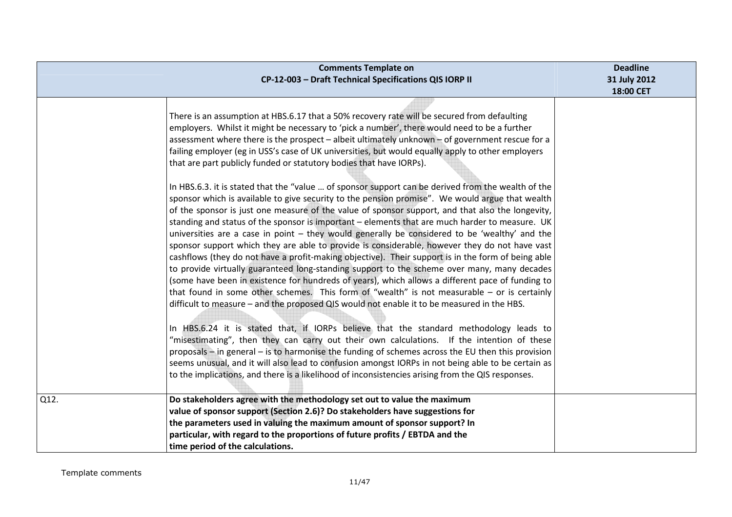| Comments Template on CP-12-003 – Draft Technical Specifications QIS IORP II | | Deadline 31 July 2012 18:00 CET |
|---|---|---|
| | There is an assumption at HBS.6.17 that a 50% recovery rate will be secured from defaulting employers. Whilst it might be necessary to 'pick a number', there would need to be a further assessment where there is the prospect – albeit ultimately unknown – of government rescue for a failing employer (eg in USS's case of UK universities, but would equally apply to other employers that are part publicly funded or statutory bodies that have IORPs).<br><br>In HBS.6.3. it is stated that the "value … of sponsor support can be derived from the wealth of the sponsor which is available to give security to the pension promise". We would argue that wealth of the sponsor is just one measure of the value of sponsor support, and that also the longevity, standing and status of the sponsor is important – elements that are much harder to measure. UK universities are a case in point – they would generally be considered to be 'wealthy' and the sponsor support which they are able to provide is considerable, however they do not have vast cashflows (they do not have a profit-making objective). Their support is in the form of being able to provide virtually guaranteed long-standing support to the scheme over many, many decades (some have been in existence for hundreds of years), which allows a different pace of funding to that found in some other schemes. This form of "wealth" is not measurable – or is certainly difficult to measure – and the proposed QIS would not enable it to be measured in the HBS.<br><br>In HBS.6.24 it is stated that, if IORPs believe that the standard methodology leads to "misestimating", then they can carry out their own calculations. If the intention of these proposals – in general – is to harmonise the funding of schemes across the EU then this provision seems unusual, and it will also lead to confusion amongst IORPs in not being able to be certain as to the implications, and there is a likelihood of inconsistencies arising from the QIS responses. | |
| Q12. | **Do stakeholders agree with the methodology set out to value the maximum value of sponsor support (Section 2.6)? Do stakeholders have suggestions for the parameters used in valuing the maximum amount of sponsor support? In particular, with regard to the proportions of future profits / EBTDA and the time period of the calculations.** | |

Template comments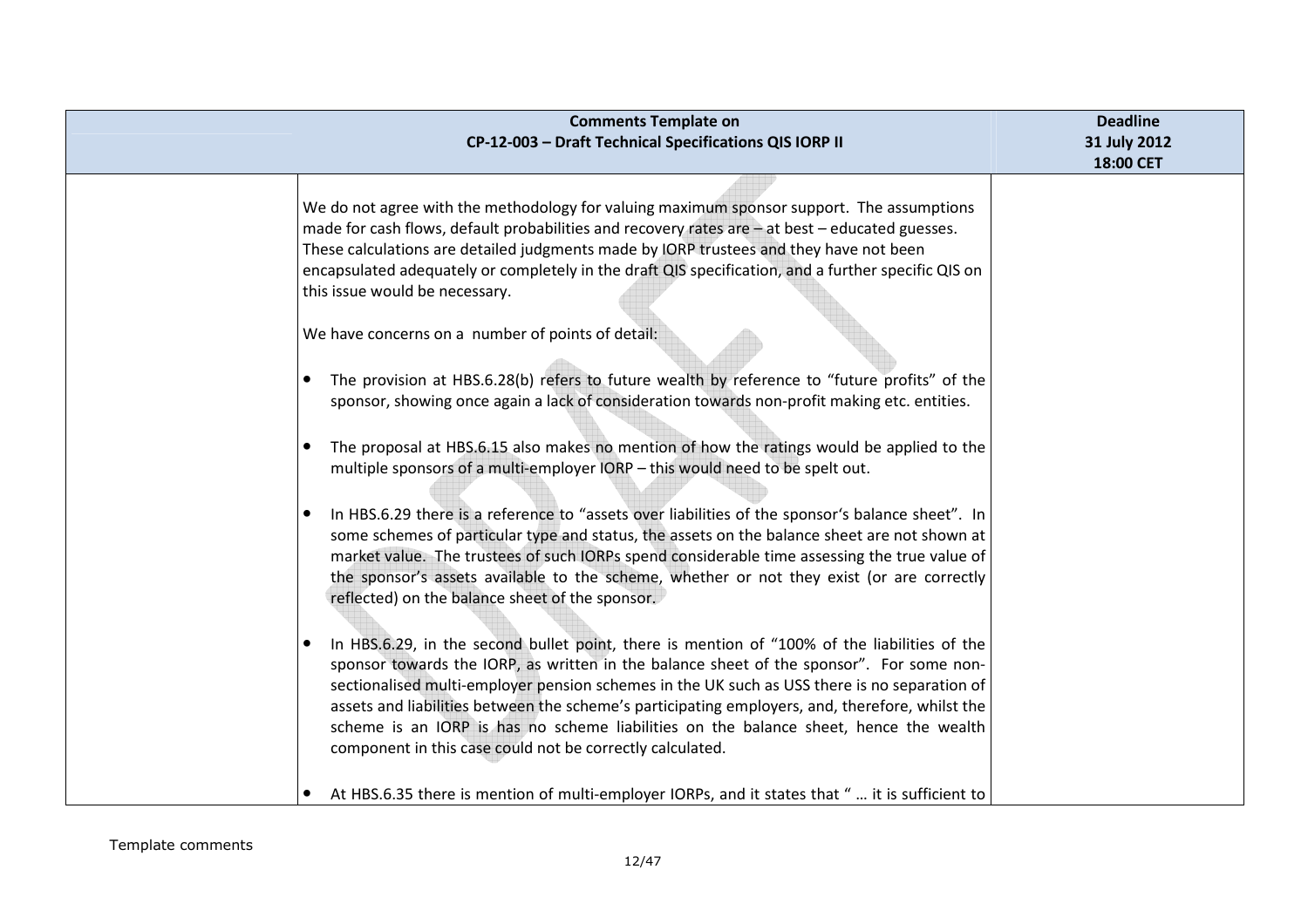| Comments Template on CP-12-003 – Draft Technical Specifications QIS IORP II | | Deadline 31 July 2012 18:00 CET |
|---|---|---|
| | We do not agree with the methodology for valuing maximum sponsor support. The assumptions made for cash flows, default probabilities and recovery rates are – at best – educated guesses. These calculations are detailed judgments made by IORP trustees and they have not been encapsulated adequately or completely in the draft QIS specification, and a further specific QIS on this issue would be necessary.<br><br>We have concerns on a number of points of detail:<br><br>• The provision at HBS.6.28(b) refers to future wealth by reference to "future profits" of the sponsor, showing once again a lack of consideration towards non-profit making etc. entities.<br><br>• The proposal at HBS.6.15 also makes no mention of how the ratings would be applied to the multiple sponsors of a multi-employer IORP – this would need to be spelt out.<br><br>• In HBS.6.29 there is a reference to "assets over liabilities of the sponsor's balance sheet". In some schemes of particular type and status, the assets on the balance sheet are not shown at market value. The trustees of such IORPs spend considerable time assessing the true value of the sponsor's assets available to the scheme, whether or not they exist (or are correctly reflected) on the balance sheet of the sponsor.<br><br>• In HBS.6.29, in the second bullet point, there is mention of "100% of the liabilities of the sponsor towards the IORP, as written in the balance sheet of the sponsor". For some non-sectionalised multi-employer pension schemes in the UK such as USS there is no separation of assets and liabilities between the scheme's participating employers, and, therefore, whilst the scheme is an IORP is has no scheme liabilities on the balance sheet, hence the wealth component in this case could not be correctly calculated.<br><br>• At HBS.6.35 there is mention of multi-employer IORPs, and it states that " … it is sufficient to | |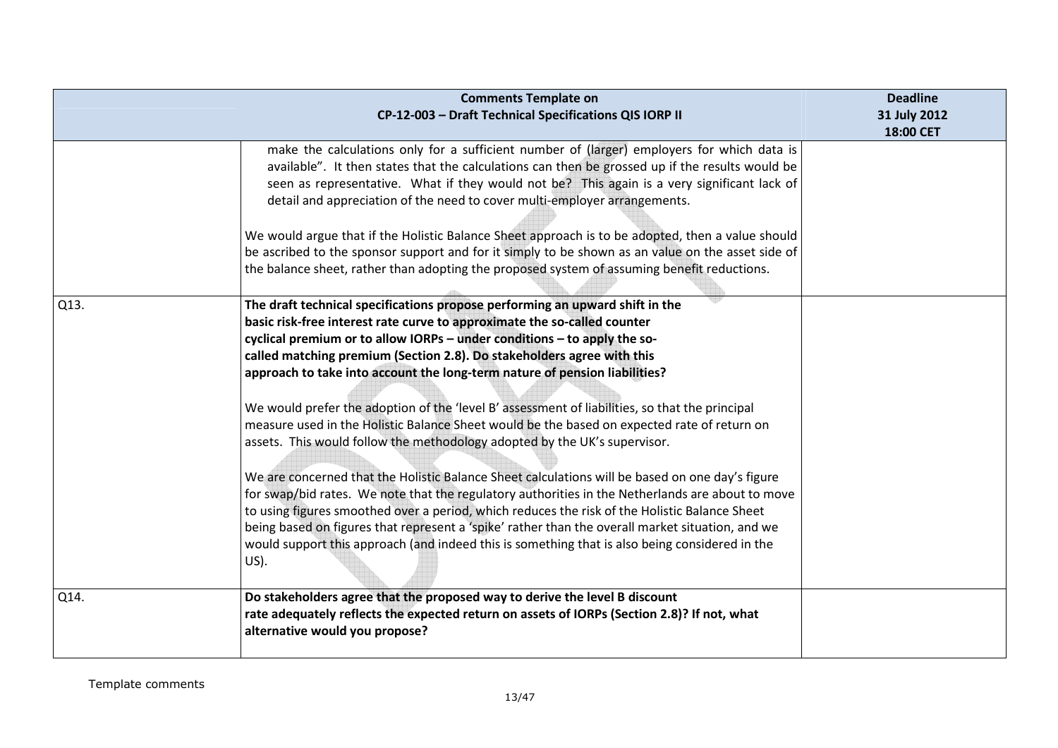| Comments Template on CP-12-003 – Draft Technical Specifications QIS IORP II | | Deadline 31 July 2012 18:00 CET |
|---|---|---|
| | make the calculations only for a sufficient number of (larger) employers for which data is available". It then states that the calculations can then be grossed up if the results would be seen as representative. What if they would not be? This again is a very significant lack of detail and appreciation of the need to cover multi-employer arrangements.<br><br>We would argue that if the Holistic Balance Sheet approach is to be adopted, then a value should be ascribed to the sponsor support and for it simply to be shown as an value on the asset side of the balance sheet, rather than adopting the proposed system of assuming benefit reductions. | |
| Q13. | **The draft technical specifications propose performing an upward shift in the basic risk-free interest rate curve to approximate the so-called counter cyclical premium or to allow IORPs – under conditions – to apply the so-called matching premium (Section 2.8). Do stakeholders agree with this approach to take into account the long-term nature of pension liabilities?**<br><br>We would prefer the adoption of the 'level B' assessment of liabilities, so that the principal measure used in the Holistic Balance Sheet would be the based on expected rate of return on assets. This would follow the methodology adopted by the UK's supervisor.<br><br>We are concerned that the Holistic Balance Sheet calculations will be based on one day's figure for swap/bid rates. We note that the regulatory authorities in the Netherlands are about to move to using figures smoothed over a period, which reduces the risk of the Holistic Balance Sheet being based on figures that represent a 'spike' rather than the overall market situation, and we would support this approach (and indeed this is something that is also being considered in the US). | |
| Q14. | **Do stakeholders agree that the proposed way to derive the level B discount rate adequately reflects the expected return on assets of IORPs (Section 2.8)? If not, what alternative would you propose?** | |

Template comments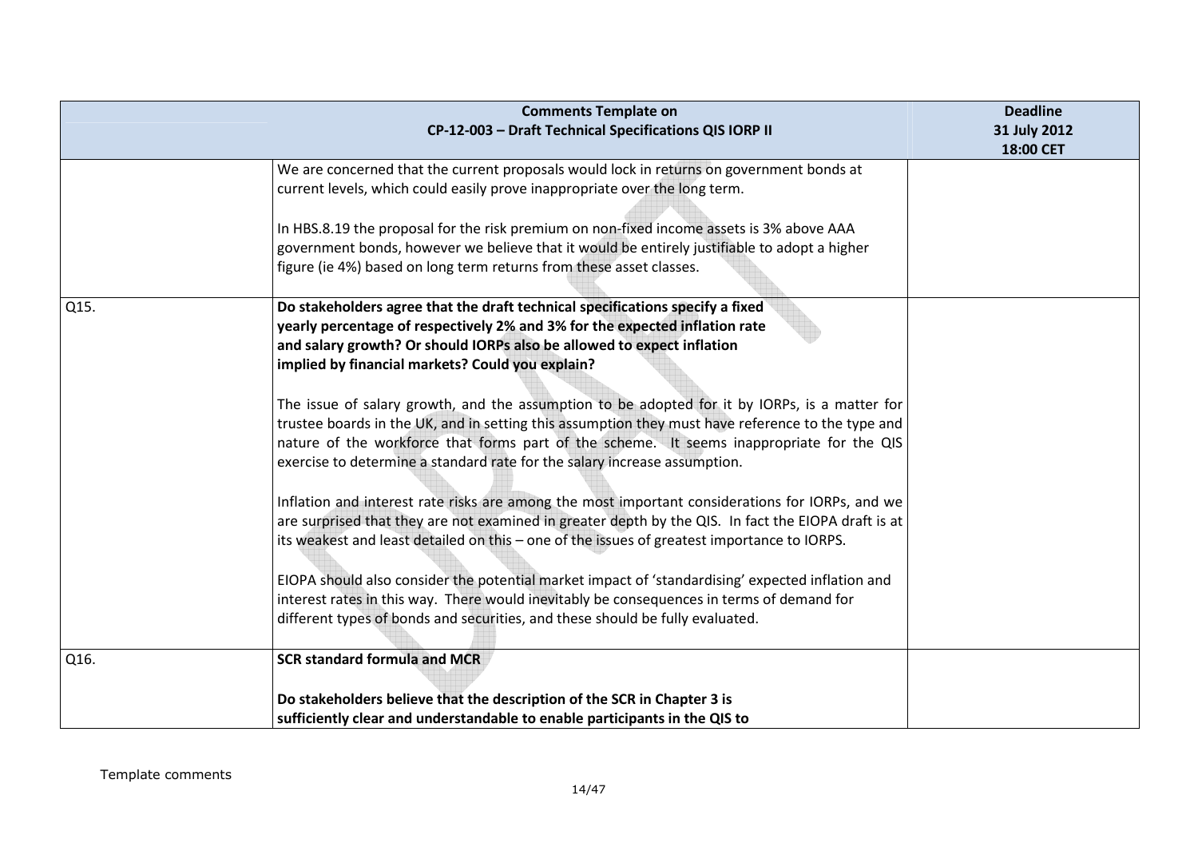| Comments Template on CP-12-003 – Draft Technical Specifications QIS IORP II | | Deadline 31 July 2012 18:00 CET |
|---|---|---|
| | We are concerned that the current proposals would lock in returns on government bonds at current levels, which could easily prove inappropriate over the long term.<br><br>In HBS.8.19 the proposal for the risk premium on non-fixed income assets is 3% above AAA government bonds, however we believe that it would be entirely justifiable to adopt a higher figure (ie 4%) based on long term returns from these asset classes. | |
| Q15. | **Do stakeholders agree that the draft technical specifications specify a fixed yearly percentage of respectively 2% and 3% for the expected inflation rate and salary growth? Or should IORPs also be allowed to expect inflation implied by financial markets? Could you explain?**<br><br>The issue of salary growth, and the assumption to be adopted for it by IORPs, is a matter for trustee boards in the UK, and in setting this assumption they must have reference to the type and nature of the workforce that forms part of the scheme. It seems inappropriate for the QIS exercise to determine a standard rate for the salary increase assumption.<br><br>Inflation and interest rate risks are among the most important considerations for IORPs, and we are surprised that they are not examined in greater depth by the QIS. In fact the EIOPA draft is at its weakest and least detailed on this – one of the issues of greatest importance to IORPS.<br><br>EIOPA should also consider the potential market impact of 'standardising' expected inflation and interest rates in this way. There would inevitably be consequences in terms of demand for different types of bonds and securities, and these should be fully evaluated. | |
| Q16. | **SCR standard formula and MCR**<br><br>**Do stakeholders believe that the description of the SCR in Chapter 3 is sufficiently clear and understandable to enable participants in the QIS to** | |

Template comments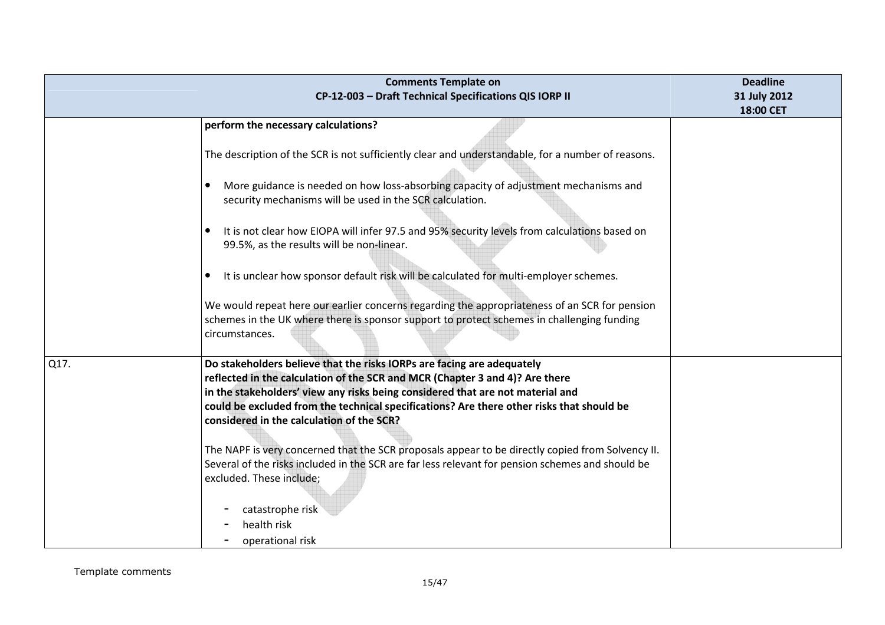| Comments Template on CP-12-003 – Draft Technical Specifications QIS IORP II | | Deadline 31 July 2012 18:00 CET |
|---|---|---|
| | **perform the necessary calculations?**<br><br>The description of the SCR is not sufficiently clear and understandable, for a number of reasons.<br><br>• More guidance is needed on how loss-absorbing capacity of adjustment mechanisms and security mechanisms will be used in the SCR calculation.<br><br>• It is not clear how EIOPA will infer 97.5 and 95% security levels from calculations based on 99.5%, as the results will be non-linear.<br><br>• It is unclear how sponsor default risk will be calculated for multi-employer schemes.<br><br>We would repeat here our earlier concerns regarding the appropriateness of an SCR for pension schemes in the UK where there is sponsor support to protect schemes in challenging funding circumstances. | |
| Q17. | **Do stakeholders believe that the risks IORPs are facing are adequately reflected in the calculation of the SCR and MCR (Chapter 3 and 4)? Are there in the stakeholders' view any risks being considered that are not material and could be excluded from the technical specifications? Are there other risks that should be considered in the calculation of the SCR?**<br><br>The NAPF is very concerned that the SCR proposals appear to be directly copied from Solvency II. Several of the risks included in the SCR are far less relevant for pension schemes and should be excluded. These include;<br><br>- catastrophe risk<br>- health risk<br>- operational risk | |

Template comments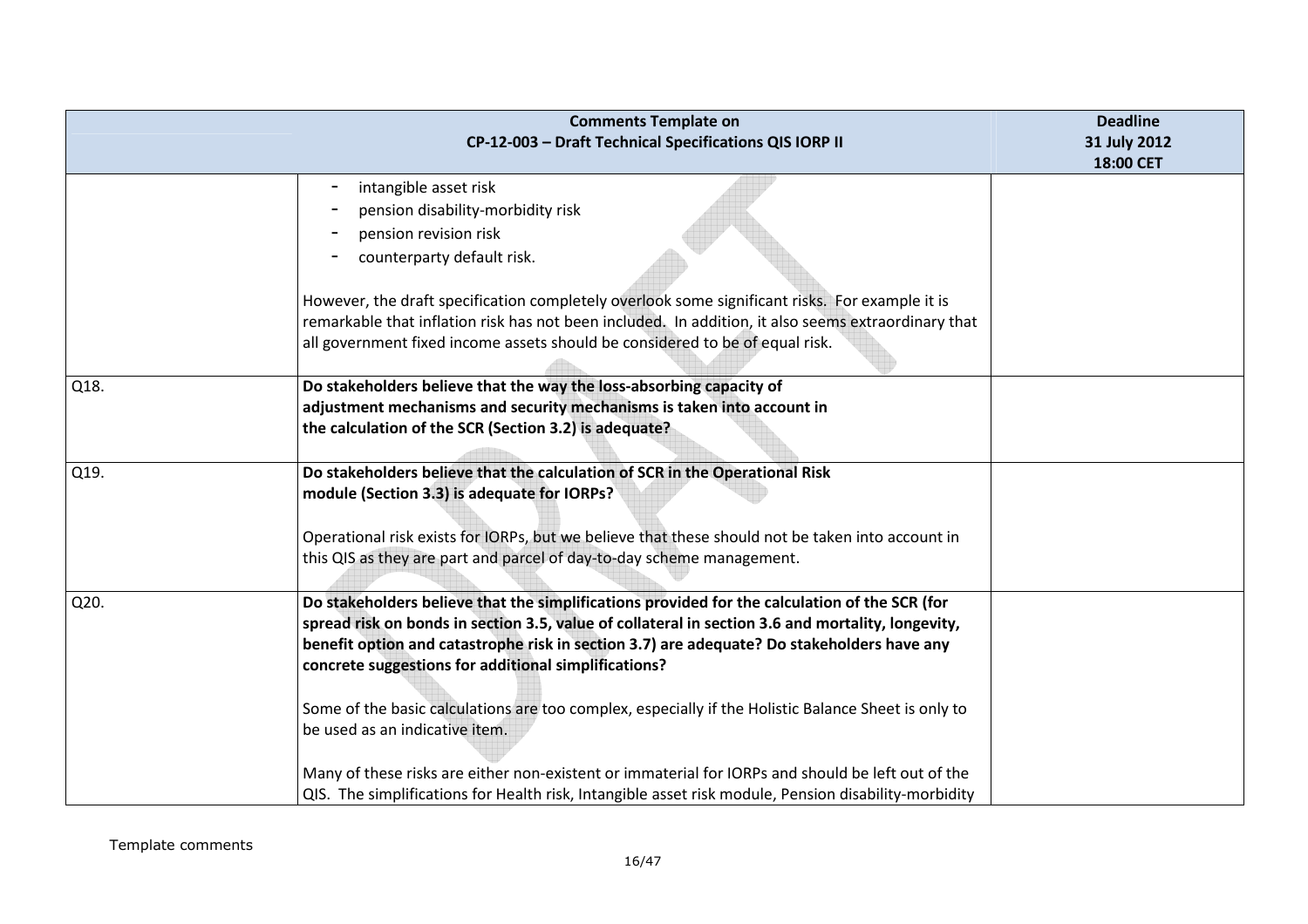| Comments Template on CP-12-003 – Draft Technical Specifications QIS IORP II | | Deadline 31 July 2012 18:00 CET |
|---|---|---|
| | - intangible asset risk<br>- pension disability-morbidity risk<br>- pension revision risk<br>- counterparty default risk.<br><br>However, the draft specification completely overlook some significant risks. For example it is remarkable that inflation risk has not been included. In addition, it also seems extraordinary that all government fixed income assets should be considered to be of equal risk. | |
| Q18. | **Do stakeholders believe that the way the loss-absorbing capacity of adjustment mechanisms and security mechanisms is taken into account in the calculation of the SCR (Section 3.2) is adequate?** | |
| Q19. | **Do stakeholders believe that the calculation of SCR in the Operational Risk module (Section 3.3) is adequate for IORPs?**<br><br>Operational risk exists for IORPs, but we believe that these should not be taken into account in this QIS as they are part and parcel of day-to-day scheme management. | |
| Q20. | **Do stakeholders believe that the simplifications provided for the calculation of the SCR (for spread risk on bonds in section 3.5, value of collateral in section 3.6 and mortality, longevity, benefit option and catastrophe risk in section 3.7) are adequate? Do stakeholders have any concrete suggestions for additional simplifications?**<br><br>Some of the basic calculations are too complex, especially if the Holistic Balance Sheet is only to be used as an indicative item.<br><br>Many of these risks are either non-existent or immaterial for IORPs and should be left out of the QIS. The simplifications for Health risk, Intangible asset risk module, Pension disability-morbidity | |

Template comments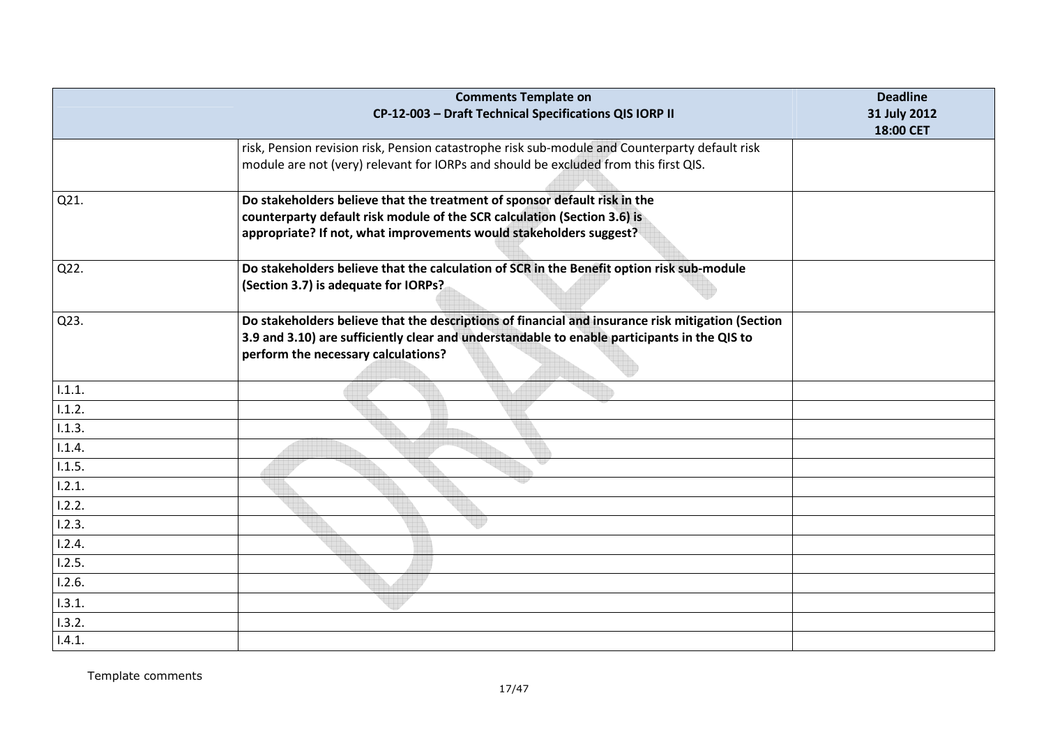| Comments Template on CP-12-003 – Draft Technical Specifications QIS IORP II | | Deadline 31 July 2012 18:00 CET |
|---|---|---|
| | risk, Pension revision risk, Pension catastrophe risk sub-module and Counterparty default risk module are not (very) relevant for IORPs and should be excluded from this first QIS. | |
| Q21. | **Do stakeholders believe that the treatment of sponsor default risk in the counterparty default risk module of the SCR calculation (Section 3.6) is appropriate? If not, what improvements would stakeholders suggest?** | |
| Q22. | **Do stakeholders believe that the calculation of SCR in the Benefit option risk sub-module (Section 3.7) is adequate for IORPs?** | |
| Q23. | **Do stakeholders believe that the descriptions of financial and insurance risk mitigation (Section 3.9 and 3.10) are sufficiently clear and understandable to enable participants in the QIS to perform the necessary calculations?** | |
| I.1.1. | | |
| I.1.2. | | |
| I.1.3. | | |
| I.1.4. | | |
| I.1.5. | | |
| I.2.1. | | |
| I.2.2. | | |
| I.2.3. | | |
| I.2.4. | | |
| I.2.5. | | |
| I.2.6. | | |
| I.3.1. | | |
| I.3.2. | | |
| I.4.1. | | |

Template comments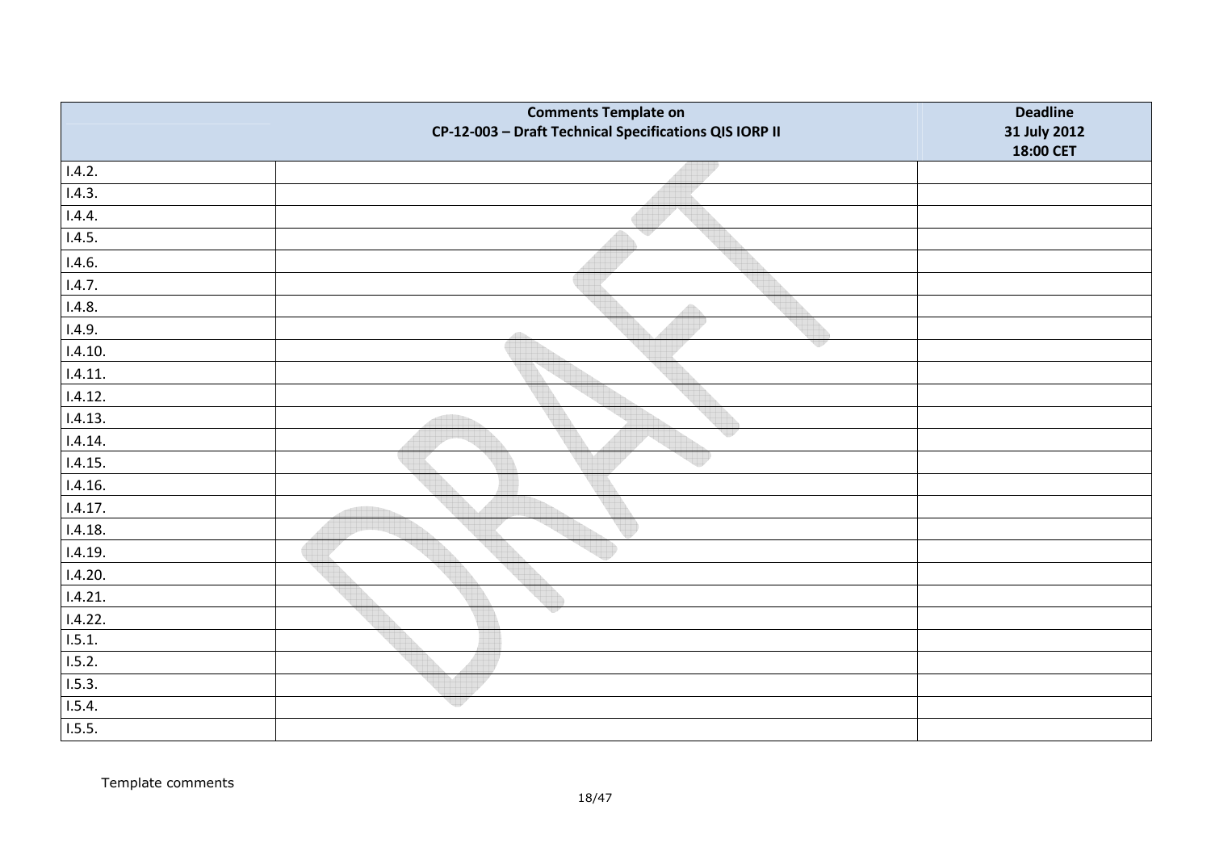| | Comments Template on CP-12-003 – Draft Technical Specifications QIS IORP II | Deadline 31 July 2012 18:00 CET |
|---|---|---|
| I.4.2. | | |
| I.4.3. | | |
| I.4.4. | | |
| I.4.5. | | |
| I.4.6. | | |
| I.4.7. | | |
| I.4.8. | | |
| I.4.9. | | |
| I.4.10. | | |
| I.4.11. | | |
| I.4.12. | | |
| I.4.13. | | |
| I.4.14. | | |
| I.4.15. | | |
| I.4.16. | | |
| I.4.17. | | |
| I.4.18. | | |
| I.4.19. | | |
| I.4.20. | | |
| I.4.21. | | |
| I.4.22. | | |
| I.5.1. | | |
| I.5.2. | | |
| I.5.3. | | |
| I.5.4. | | |
| I.5.5. | | |

Template comments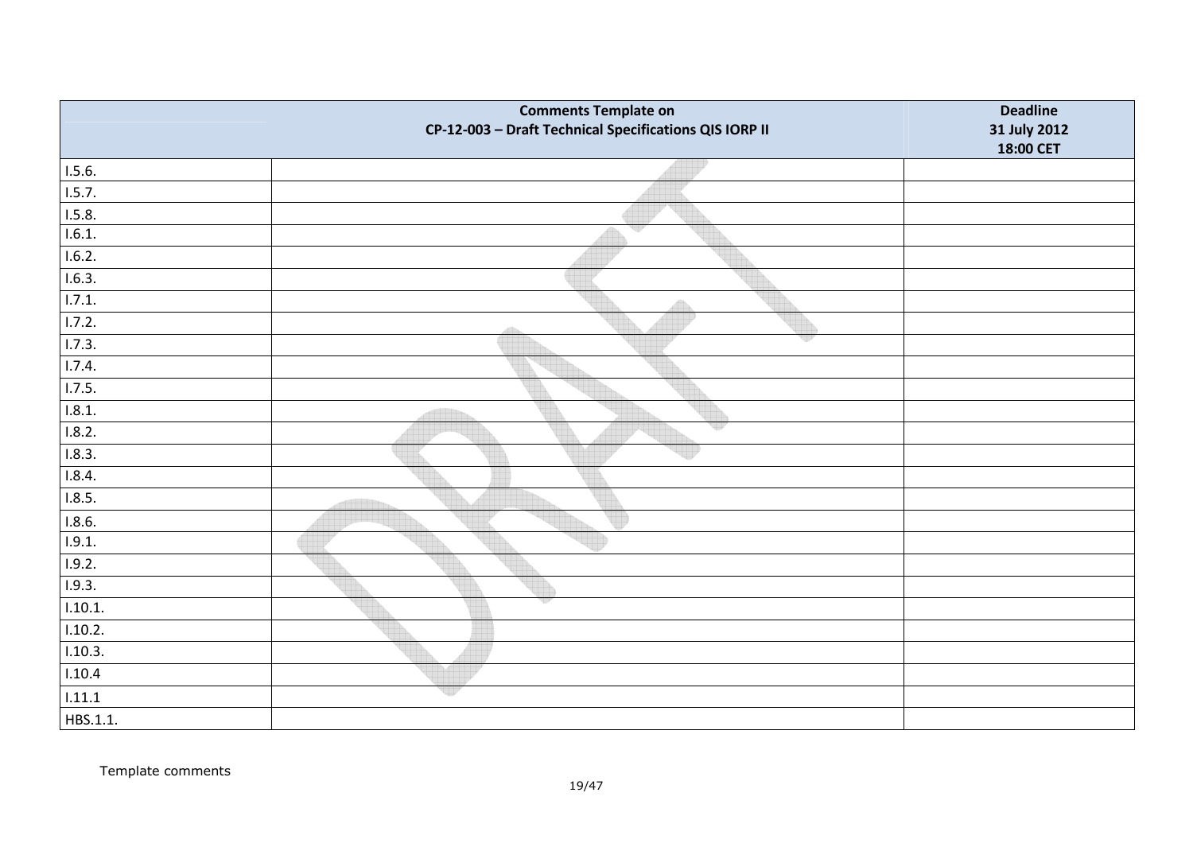|  | Comments Template on CP-12-003 – Draft Technical Specifications QIS IORP II | Deadline 31 July 2012 18:00 CET |
|---|---|---|
| I.5.6. |  |  |
| I.5.7. |  |  |
| I.5.8. |  |  |
| I.6.1. |  |  |
| I.6.2. |  |  |
| I.6.3. |  |  |
| I.7.1. |  |  |
| I.7.2. |  |  |
| I.7.3. |  |  |
| I.7.4. |  |  |
| I.7.5. |  |  |
| I.8.1. |  |  |
| I.8.2. |  |  |
| I.8.3. |  |  |
| I.8.4. |  |  |
| I.8.5. |  |  |
| I.8.6. |  |  |
| I.9.1. |  |  |
| I.9.2. |  |  |
| I.9.3. |  |  |
| I.10.1. |  |  |
| I.10.2. |  |  |
| I.10.3. |  |  |
| I.10.4 |  |  |
| I.11.1 |  |  |
| HBS.1.1. |  |  |

Template comments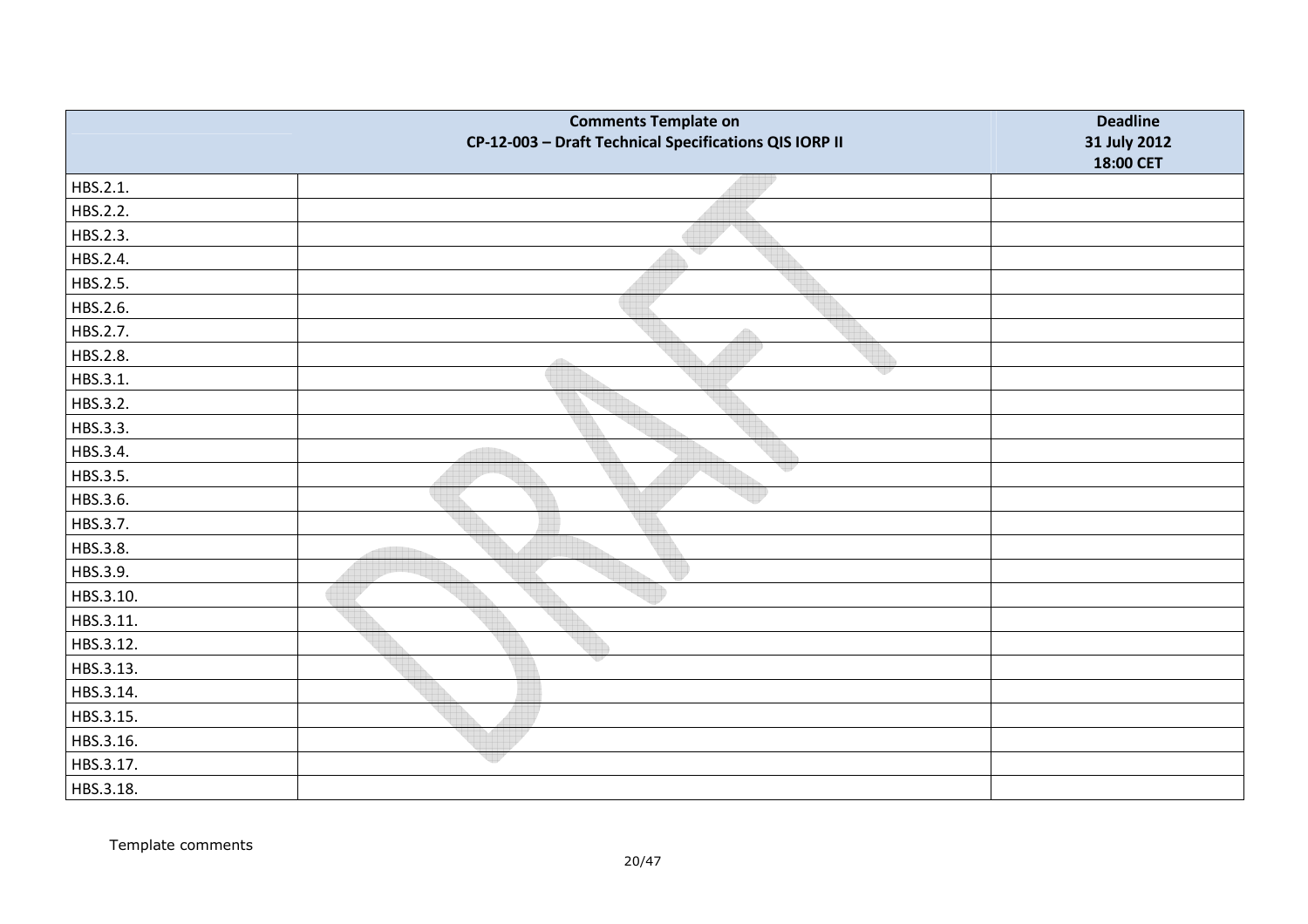| | Comments Template on CP-12-003 – Draft Technical Specifications QIS IORP II | Deadline 31 July 2012 18:00 CET |
|---|---|---|
| HBS.2.1. | | |
| HBS.2.2. | | |
| HBS.2.3. | | |
| HBS.2.4. | | |
| HBS.2.5. | | |
| HBS.2.6. | | |
| HBS.2.7. | | |
| HBS.2.8. | | |
| HBS.3.1. | | |
| HBS.3.2. | | |
| HBS.3.3. | | |
| HBS.3.4. | | |
| HBS.3.5. | | |
| HBS.3.6. | | |
| HBS.3.7. | | |
| HBS.3.8. | | |
| HBS.3.9. | | |
| HBS.3.10. | | |
| HBS.3.11. | | |
| HBS.3.12. | | |
| HBS.3.13. | | |
| HBS.3.14. | | |
| HBS.3.15. | | |
| HBS.3.16. | | |
| HBS.3.17. | | |
| HBS.3.18. | | |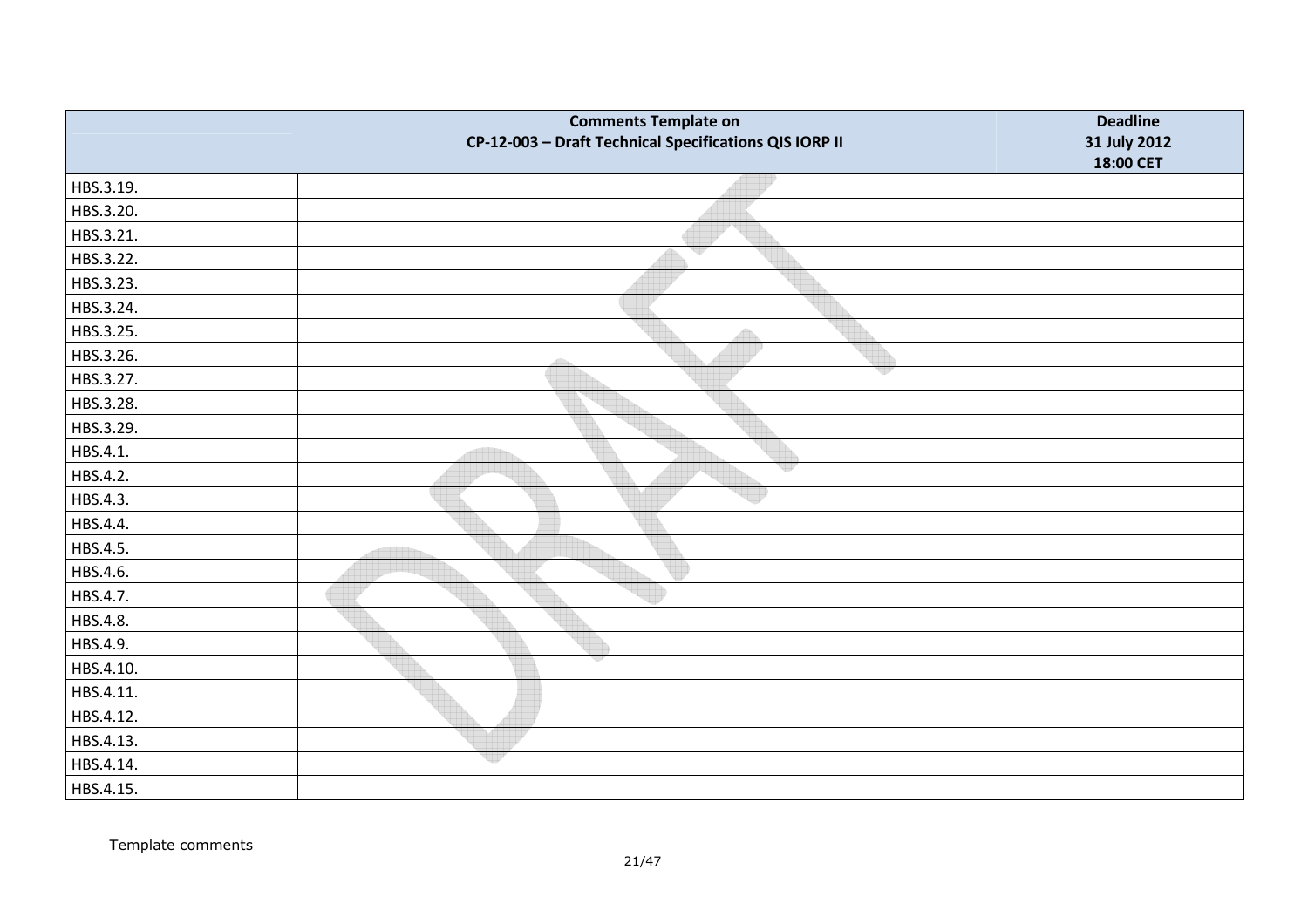| | Comments Template on CP-12-003 – Draft Technical Specifications QIS IORP II | Deadline 31 July 2012 18:00 CET |
|---|---|---|
| HBS.3.19. | | |
| HBS.3.20. | | |
| HBS.3.21. | | |
| HBS.3.22. | | |
| HBS.3.23. | | |
| HBS.3.24. | | |
| HBS.3.25. | | |
| HBS.3.26. | | |
| HBS.3.27. | | |
| HBS.3.28. | | |
| HBS.3.29. | | |
| HBS.4.1. | | |
| HBS.4.2. | | |
| HBS.4.3. | | |
| HBS.4.4. | | |
| HBS.4.5. | | |
| HBS.4.6. | | |
| HBS.4.7. | | |
| HBS.4.8. | | |
| HBS.4.9. | | |
| HBS.4.10. | | |
| HBS.4.11. | | |
| HBS.4.12. | | |
| HBS.4.13. | | |
| HBS.4.14. | | |
| HBS.4.15. | | |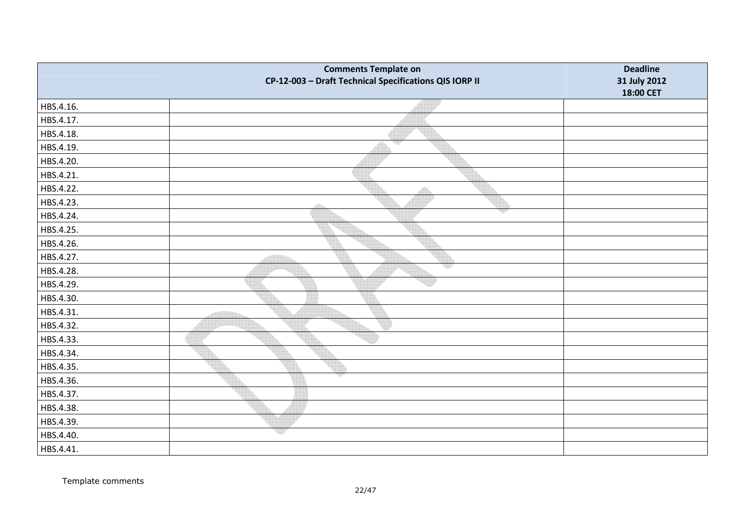| | Comments Template on CP-12-003 – Draft Technical Specifications QIS IORP II | Deadline 31 July 2012 18:00 CET |
|---|---|---|
| HBS.4.16. | | |
| HBS.4.17. | | |
| HBS.4.18. | | |
| HBS.4.19. | | |
| HBS.4.20. | | |
| HBS.4.21. | | |
| HBS.4.22. | | |
| HBS.4.23. | | |
| HBS.4.24. | | |
| HBS.4.25. | | |
| HBS.4.26. | | |
| HBS.4.27. | | |
| HBS.4.28. | | |
| HBS.4.29. | | |
| HBS.4.30. | | |
| HBS.4.31. | | |
| HBS.4.32. | | |
| HBS.4.33. | | |
| HBS.4.34. | | |
| HBS.4.35. | | |
| HBS.4.36. | | |
| HBS.4.37. | | |
| HBS.4.38. | | |
| HBS.4.39. | | |
| HBS.4.40. | | |
| HBS.4.41. | | |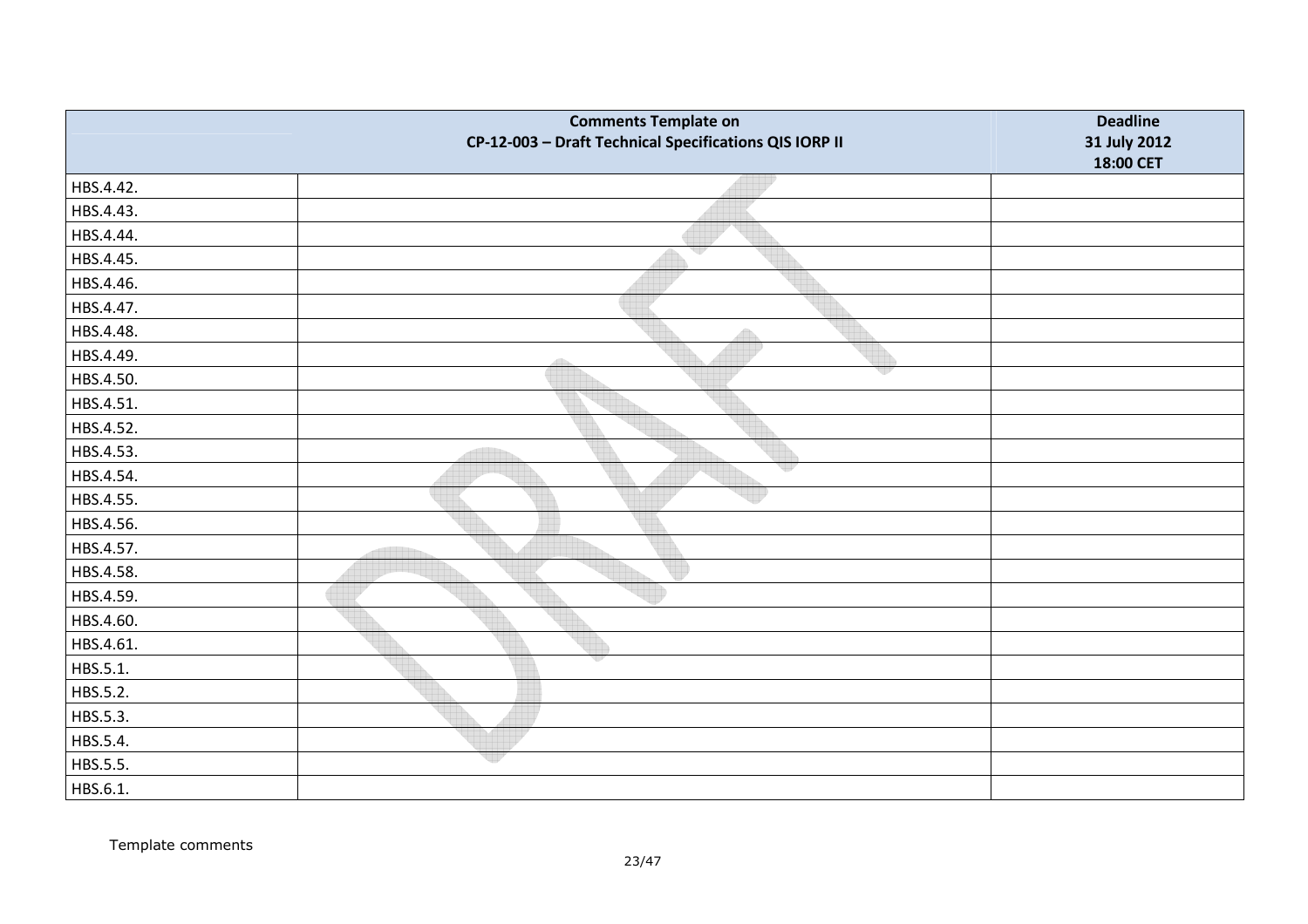| | Comments Template on CP-12-003 – Draft Technical Specifications QIS IORP II | Deadline 31 July 2012 18:00 CET |
|---|---|---|
| HBS.4.42. | | |
| HBS.4.43. | | |
| HBS.4.44. | | |
| HBS.4.45. | | |
| HBS.4.46. | | |
| HBS.4.47. | | |
| HBS.4.48. | | |
| HBS.4.49. | | |
| HBS.4.50. | | |
| HBS.4.51. | | |
| HBS.4.52. | | |
| HBS.4.53. | | |
| HBS.4.54. | | |
| HBS.4.55. | | |
| HBS.4.56. | | |
| HBS.4.57. | | |
| HBS.4.58. | | |
| HBS.4.59. | | |
| HBS.4.60. | | |
| HBS.4.61. | | |
| HBS.5.1. | | |
| HBS.5.2. | | |
| HBS.5.3. | | |
| HBS.5.4. | | |
| HBS.5.5. | | |
| HBS.6.1. | | |

Template comments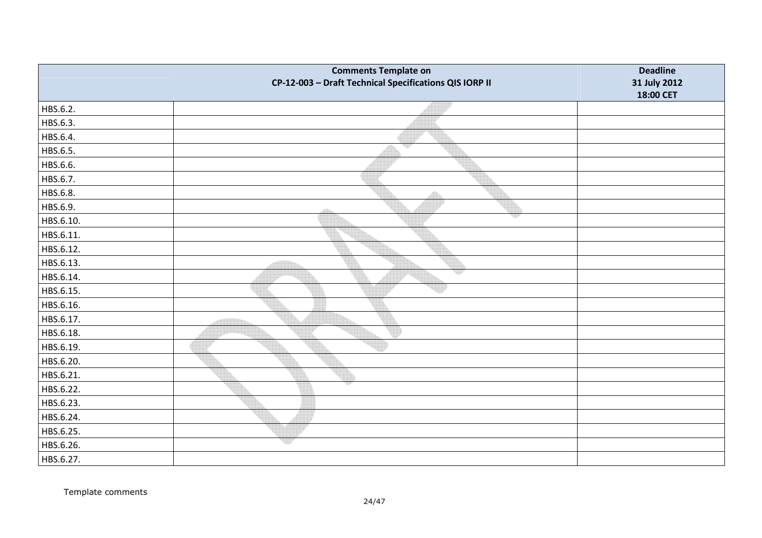| | Comments Template on CP-12-003 – Draft Technical Specifications QIS IORP II | Deadline 31 July 2012 18:00 CET |
|---|---|---|
| HBS.6.2. | | |
| HBS.6.3. | | |
| HBS.6.4. | | |
| HBS.6.5. | | |
| HBS.6.6. | | |
| HBS.6.7. | | |
| HBS.6.8. | | |
| HBS.6.9. | | |
| HBS.6.10. | | |
| HBS.6.11. | | |
| HBS.6.12. | | |
| HBS.6.13. | | |
| HBS.6.14. | | |
| HBS.6.15. | | |
| HBS.6.16. | | |
| HBS.6.17. | | |
| HBS.6.18. | | |
| HBS.6.19. | | |
| HBS.6.20. | | |
| HBS.6.21. | | |
| HBS.6.22. | | |
| HBS.6.23. | | |
| HBS.6.24. | | |
| HBS.6.25. | | |
| HBS.6.26. | | |
| HBS.6.27. | | |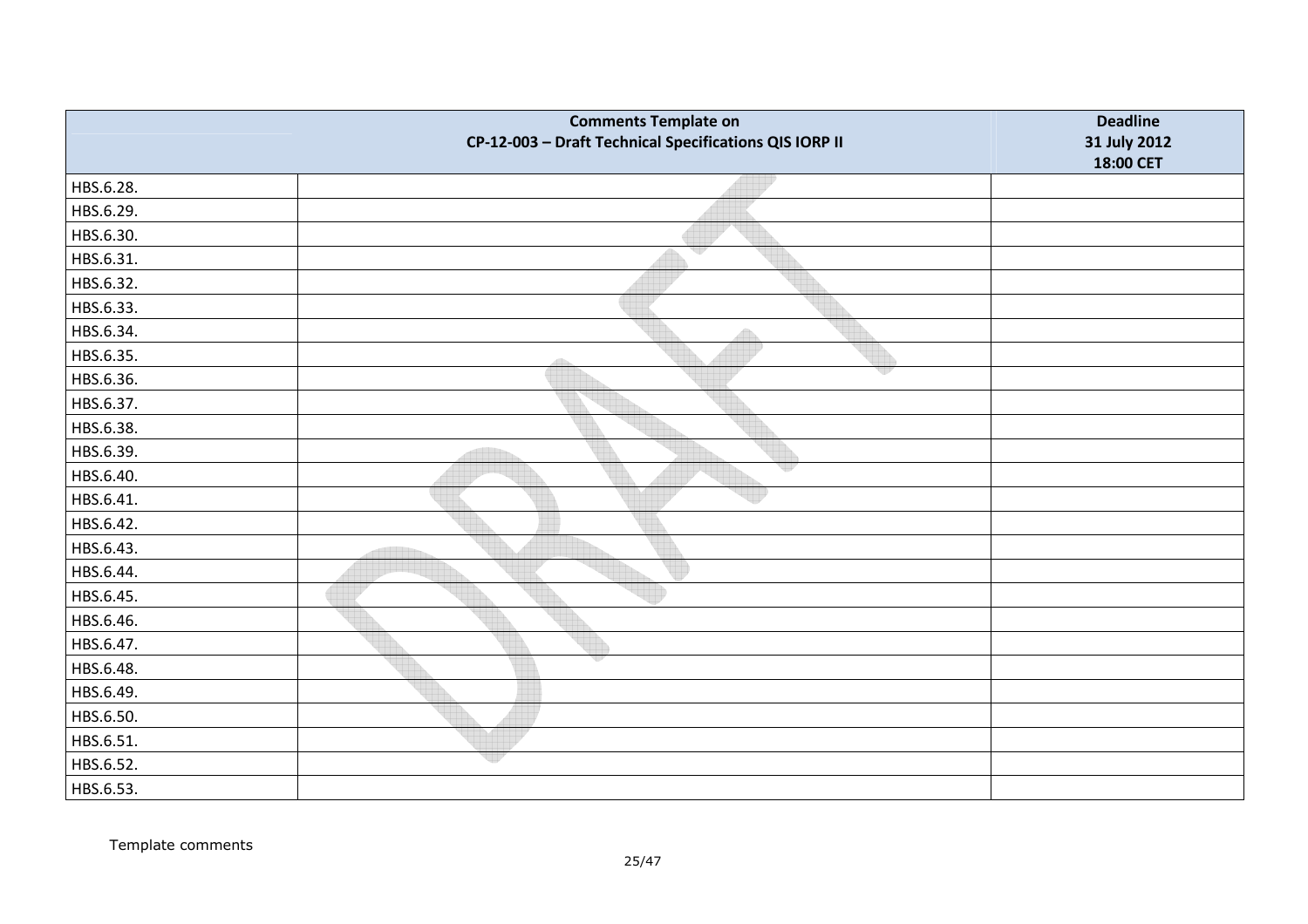| | Comments Template on CP-12-003 – Draft Technical Specifications QIS IORP II | Deadline 31 July 2012 18:00 CET |
|---|---|---|
| HBS.6.28. | | |
| HBS.6.29. | | |
| HBS.6.30. | | |
| HBS.6.31. | | |
| HBS.6.32. | | |
| HBS.6.33. | | |
| HBS.6.34. | | |
| HBS.6.35. | | |
| HBS.6.36. | | |
| HBS.6.37. | | |
| HBS.6.38. | | |
| HBS.6.39. | | |
| HBS.6.40. | | |
| HBS.6.41. | | |
| HBS.6.42. | | |
| HBS.6.43. | | |
| HBS.6.44. | | |
| HBS.6.45. | | |
| HBS.6.46. | | |
| HBS.6.47. | | |
| HBS.6.48. | | |
| HBS.6.49. | | |
| HBS.6.50. | | |
| HBS.6.51. | | |
| HBS.6.52. | | |
| HBS.6.53. | | |

Template comments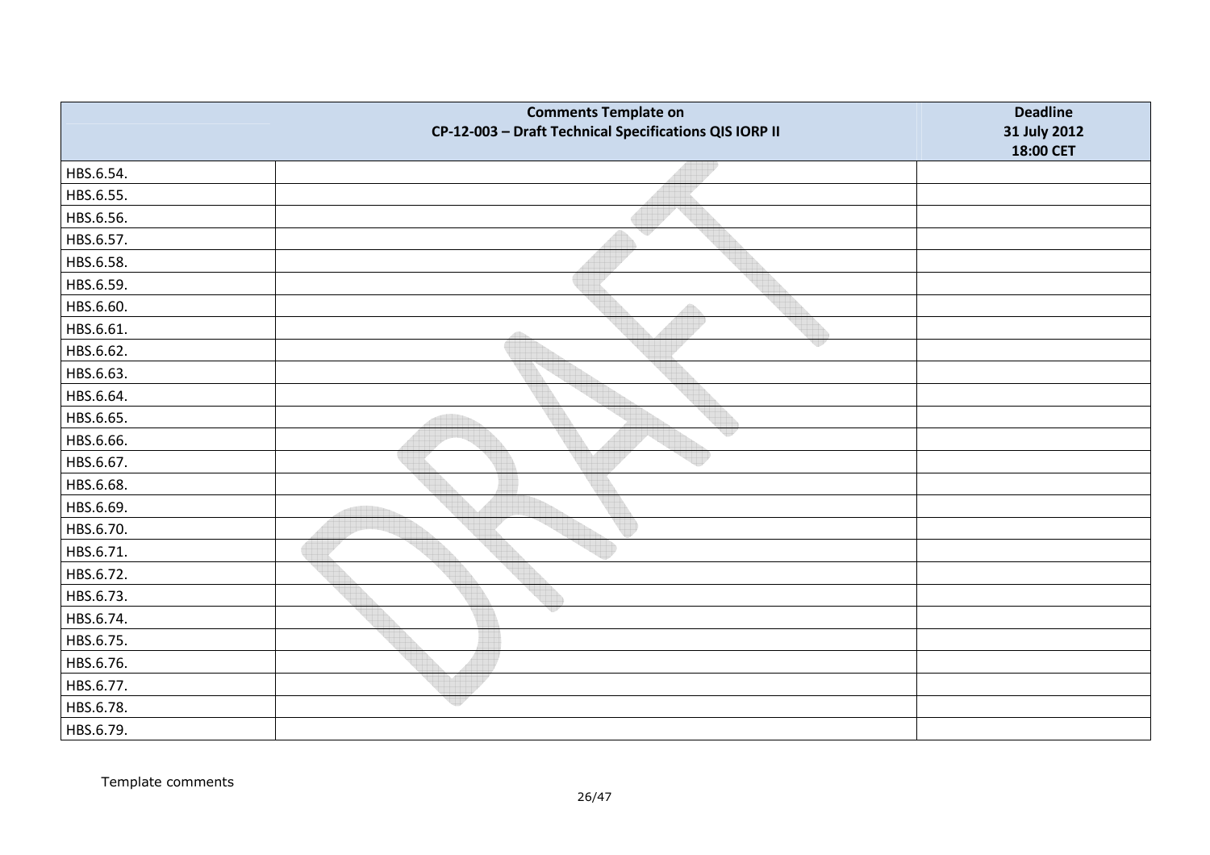| | Comments Template on CP-12-003 – Draft Technical Specifications QIS IORP II | Deadline 31 July 2012 18:00 CET |
|---|---|---|
| HBS.6.54. | | |
| HBS.6.55. | | |
| HBS.6.56. | | |
| HBS.6.57. | | |
| HBS.6.58. | | |
| HBS.6.59. | | |
| HBS.6.60. | | |
| HBS.6.61. | | |
| HBS.6.62. | | |
| HBS.6.63. | | |
| HBS.6.64. | | |
| HBS.6.65. | | |
| HBS.6.66. | | |
| HBS.6.67. | | |
| HBS.6.68. | | |
| HBS.6.69. | | |
| HBS.6.70. | | |
| HBS.6.71. | | |
| HBS.6.72. | | |
| HBS.6.73. | | |
| HBS.6.74. | | |
| HBS.6.75. | | |
| HBS.6.76. | | |
| HBS.6.77. | | |
| HBS.6.78. | | |
| HBS.6.79. | | |

Template comments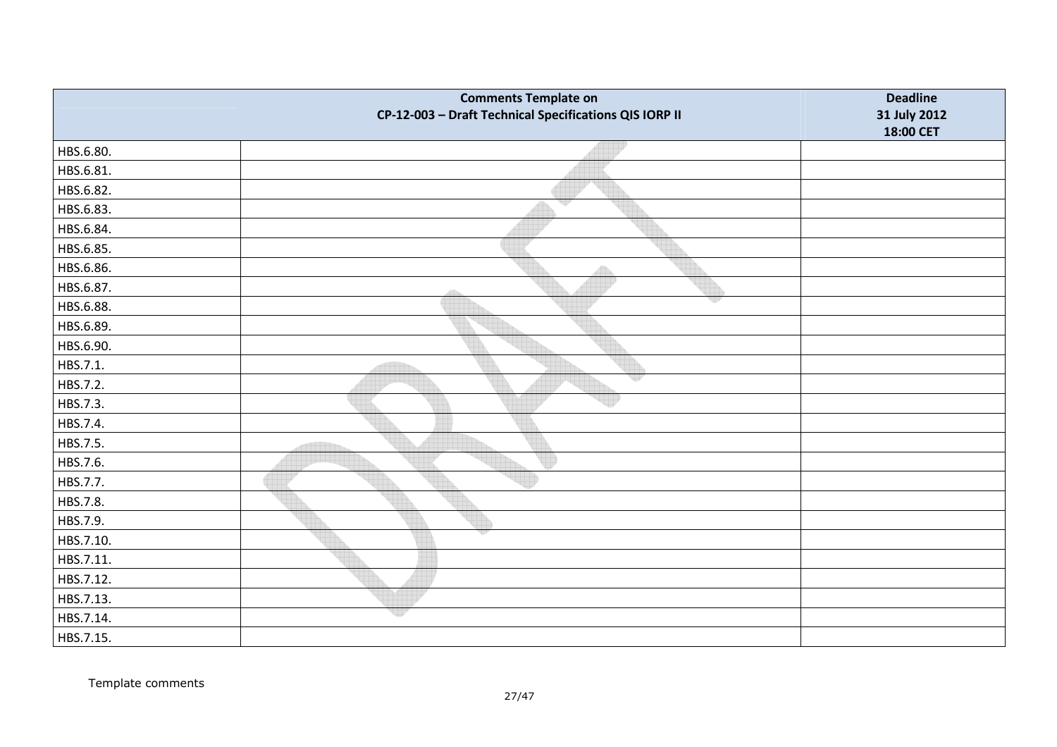| | Comments Template on CP-12-003 – Draft Technical Specifications QIS IORP II | Deadline 31 July 2012 18:00 CET |
|---|---|---|
| HBS.6.80. | | |
| HBS.6.81. | | |
| HBS.6.82. | | |
| HBS.6.83. | | |
| HBS.6.84. | | |
| HBS.6.85. | | |
| HBS.6.86. | | |
| HBS.6.87. | | |
| HBS.6.88. | | |
| HBS.6.89. | | |
| HBS.6.90. | | |
| HBS.7.1. | | |
| HBS.7.2. | | |
| HBS.7.3. | | |
| HBS.7.4. | | |
| HBS.7.5. | | |
| HBS.7.6. | | |
| HBS.7.7. | | |
| HBS.7.8. | | |
| HBS.7.9. | | |
| HBS.7.10. | | |
| HBS.7.11. | | |
| HBS.7.12. | | |
| HBS.7.13. | | |
| HBS.7.14. | | |
| HBS.7.15. | | |

Template comments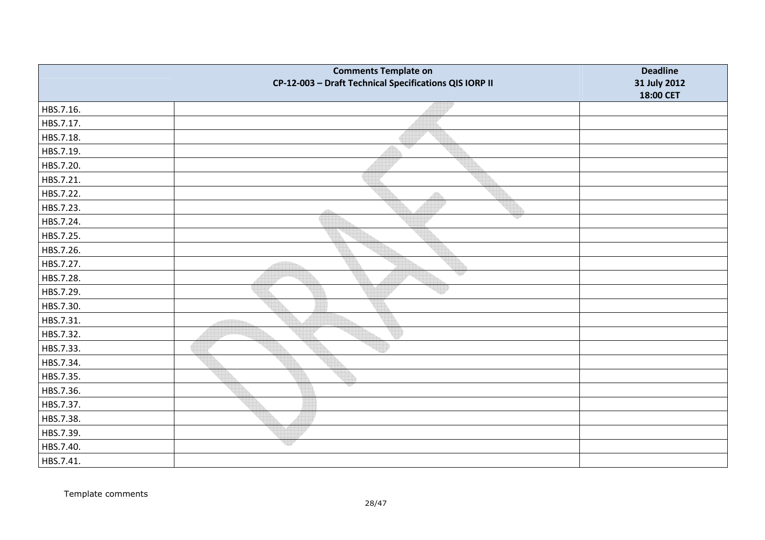| Comments Template on CP-12-003 – Draft Technical Specifications QIS IORP II | | Deadline 31 July 2012 18:00 CET |
|---|---|---|
| HBS.7.16. | | |
| HBS.7.17. | | |
| HBS.7.18. | | |
| HBS.7.19. | | |
| HBS.7.20. | | |
| HBS.7.21. | | |
| HBS.7.22. | | |
| HBS.7.23. | | |
| HBS.7.24. | | |
| HBS.7.25. | | |
| HBS.7.26. | | |
| HBS.7.27. | | |
| HBS.7.28. | | |
| HBS.7.29. | | |
| HBS.7.30. | | |
| HBS.7.31. | | |
| HBS.7.32. | | |
| HBS.7.33. | | |
| HBS.7.34. | | |
| HBS.7.35. | | |
| HBS.7.36. | | |
| HBS.7.37. | | |
| HBS.7.38. | | |
| HBS.7.39. | | |
| HBS.7.40. | | |
| HBS.7.41. | | |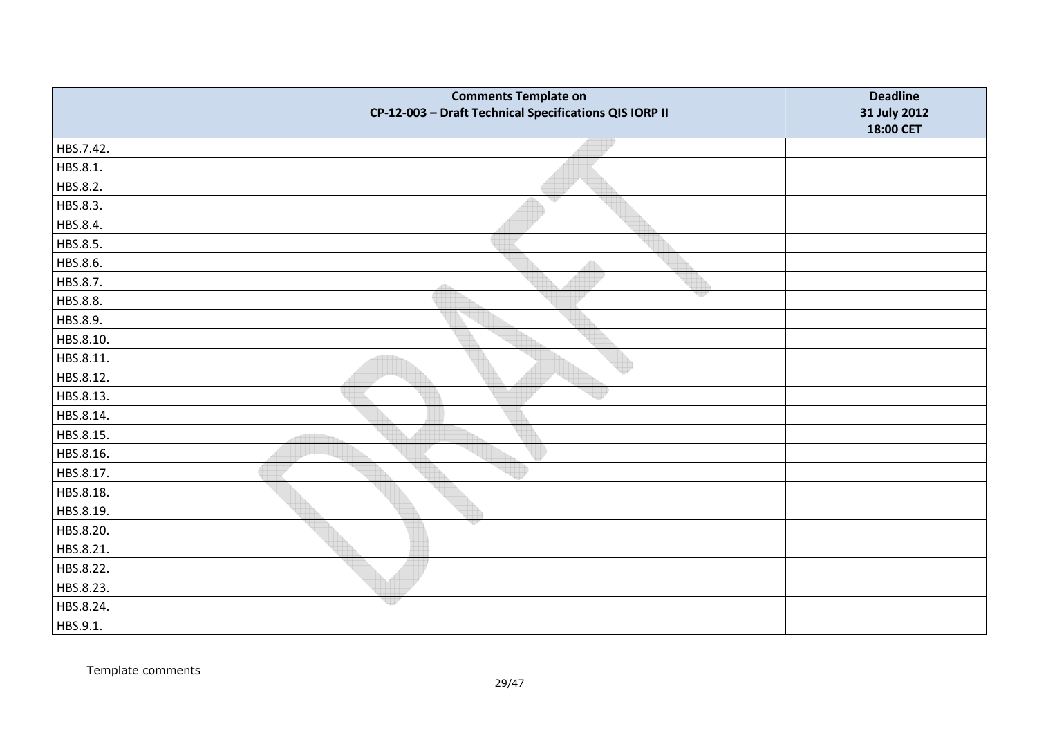| | Comments Template on CP-12-003 – Draft Technical Specifications QIS IORP II | Deadline 31 July 2012 18:00 CET |
|---|---|---|
| HBS.7.42. | | |
| HBS.8.1. | | |
| HBS.8.2. | | |
| HBS.8.3. | | |
| HBS.8.4. | | |
| HBS.8.5. | | |
| HBS.8.6. | | |
| HBS.8.7. | | |
| HBS.8.8. | | |
| HBS.8.9. | | |
| HBS.8.10. | | |
| HBS.8.11. | | |
| HBS.8.12. | | |
| HBS.8.13. | | |
| HBS.8.14. | | |
| HBS.8.15. | | |
| HBS.8.16. | | |
| HBS.8.17. | | |
| HBS.8.18. | | |
| HBS.8.19. | | |
| HBS.8.20. | | |
| HBS.8.21. | | |
| HBS.8.22. | | |
| HBS.8.23. | | |
| HBS.8.24. | | |
| HBS.9.1. | | |

Template comments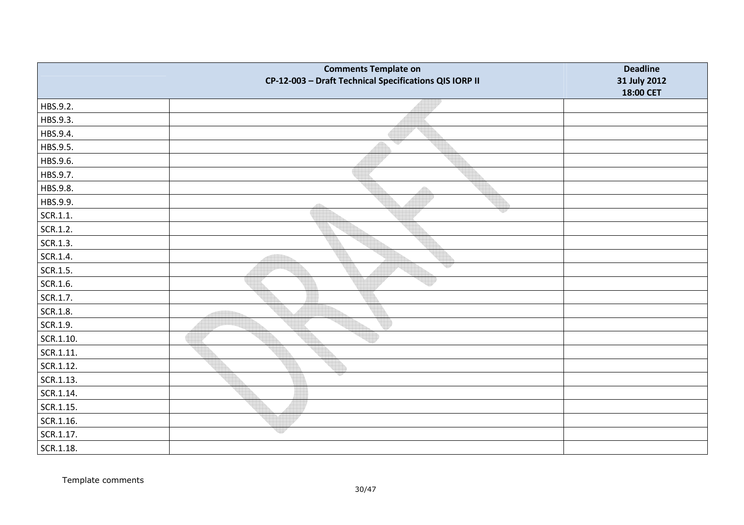| | Comments Template on CP-12-003 – Draft Technical Specifications QIS IORP II | Deadline 31 July 2012 18:00 CET |
|---|---|---|
| HBS.9.2. | | |
| HBS.9.3. | | |
| HBS.9.4. | | |
| HBS.9.5. | | |
| HBS.9.6. | | |
| HBS.9.7. | | |
| HBS.9.8. | | |
| HBS.9.9. | | |
| SCR.1.1. | | |
| SCR.1.2. | | |
| SCR.1.3. | | |
| SCR.1.4. | | |
| SCR.1.5. | | |
| SCR.1.6. | | |
| SCR.1.7. | | |
| SCR.1.8. | | |
| SCR.1.9. | | |
| SCR.1.10. | | |
| SCR.1.11. | | |
| SCR.1.12. | | |
| SCR.1.13. | | |
| SCR.1.14. | | |
| SCR.1.15. | | |
| SCR.1.16. | | |
| SCR.1.17. | | |
| SCR.1.18. | | |

Template comments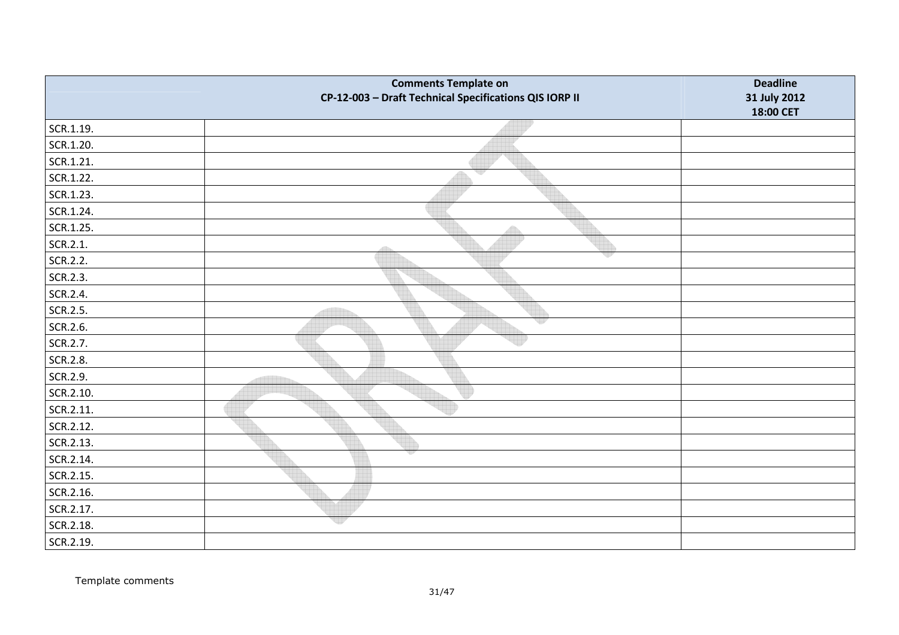| | Comments Template on CP-12-003 – Draft Technical Specifications QIS IORP II | Deadline 31 July 2012 18:00 CET |
|---|---|---|
| SCR.1.19. | | |
| SCR.1.20. | | |
| SCR.1.21. | | |
| SCR.1.22. | | |
| SCR.1.23. | | |
| SCR.1.24. | | |
| SCR.1.25. | | |
| SCR.2.1. | | |
| SCR.2.2. | | |
| SCR.2.3. | | |
| SCR.2.4. | | |
| SCR.2.5. | | |
| SCR.2.6. | | |
| SCR.2.7. | | |
| SCR.2.8. | | |
| SCR.2.9. | | |
| SCR.2.10. | | |
| SCR.2.11. | | |
| SCR.2.12. | | |
| SCR.2.13. | | |
| SCR.2.14. | | |
| SCR.2.15. | | |
| SCR.2.16. | | |
| SCR.2.17. | | |
| SCR.2.18. | | |
| SCR.2.19. | | |

Template comments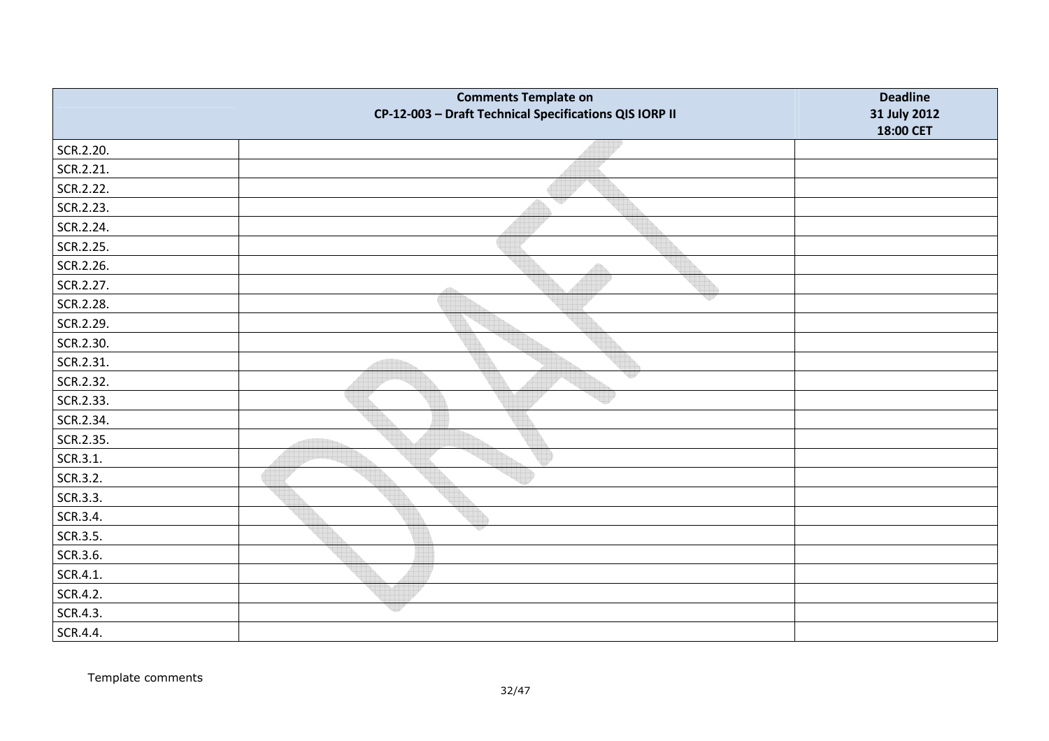| | Comments Template on CP-12-003 – Draft Technical Specifications QIS IORP II | Deadline 31 July 2012 18:00 CET |
|---|---|---|
| SCR.2.20. | | |
| SCR.2.21. | | |
| SCR.2.22. | | |
| SCR.2.23. | | |
| SCR.2.24. | | |
| SCR.2.25. | | |
| SCR.2.26. | | |
| SCR.2.27. | | |
| SCR.2.28. | | |
| SCR.2.29. | | |
| SCR.2.30. | | |
| SCR.2.31. | | |
| SCR.2.32. | | |
| SCR.2.33. | | |
| SCR.2.34. | | |
| SCR.2.35. | | |
| SCR.3.1. | | |
| SCR.3.2. | | |
| SCR.3.3. | | |
| SCR.3.4. | | |
| SCR.3.5. | | |
| SCR.3.6. | | |
| SCR.4.1. | | |
| SCR.4.2. | | |
| SCR.4.3. | | |
| SCR.4.4. | | |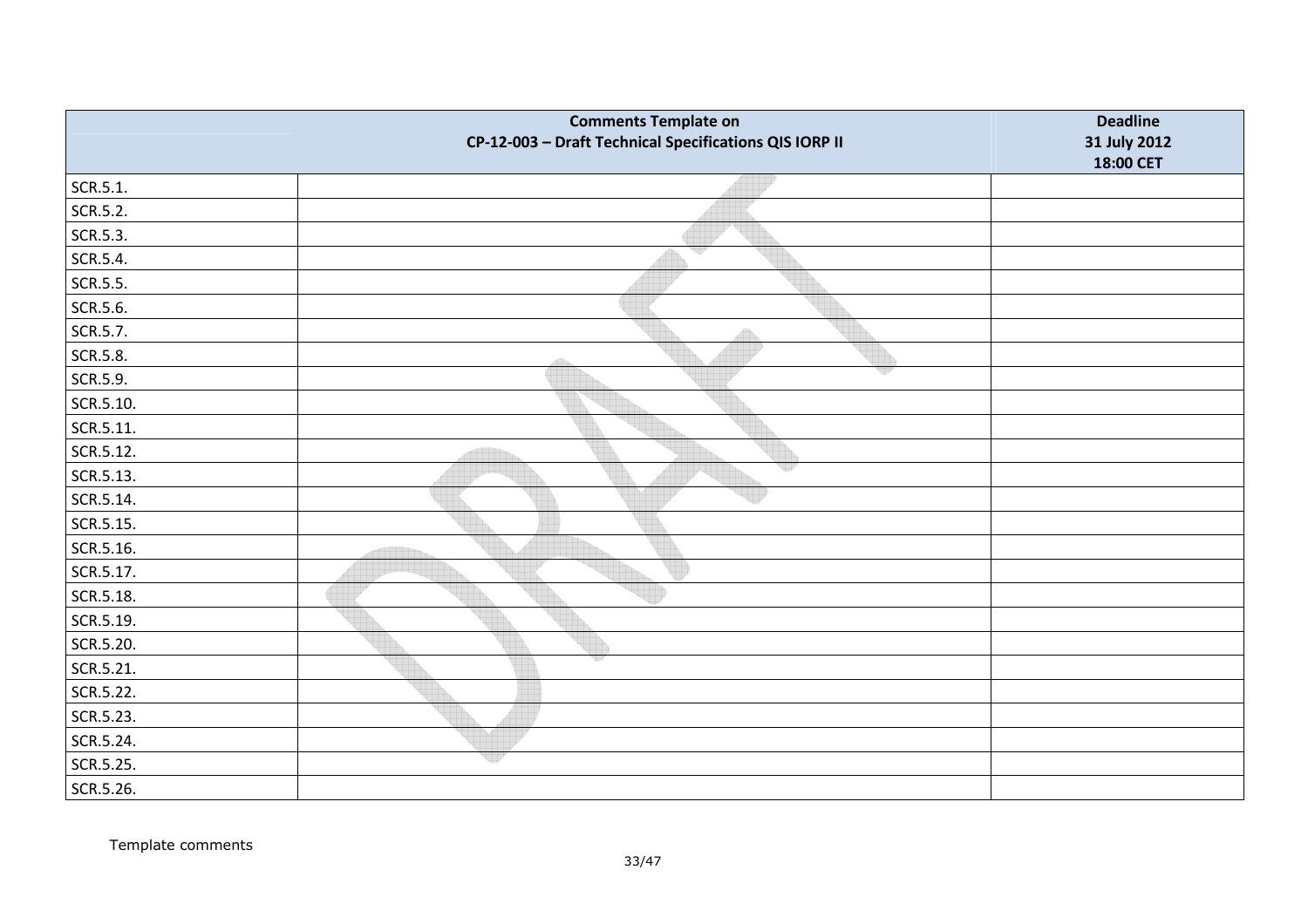| | Comments Template on<br>CP-12-003 – Draft Technical Specifications QIS IORP II | Deadline<br>31 July 2012<br>18:00 CET |
|---|---|---|
| SCR.5.1. | | |
| SCR.5.2. | | |
| SCR.5.3. | | |
| SCR.5.4. | | |
| SCR.5.5. | | |
| SCR.5.6. | | |
| SCR.5.7. | | |
| SCR.5.8. | | |
| SCR.5.9. | | |
| SCR.5.10. | | |
| SCR.5.11. | | |
| SCR.5.12. | | |
| SCR.5.13. | | |
| SCR.5.14. | | |
| SCR.5.15. | | |
| SCR.5.16. | | |
| SCR.5.17. | | |
| SCR.5.18. | | |
| SCR.5.19. | | |
| SCR.5.20. | | |
| SCR.5.21. | | |
| SCR.5.22. | | |
| SCR.5.23. | | |
| SCR.5.24. | | |
| SCR.5.25. | | |
| SCR.5.26. | | |

Template comments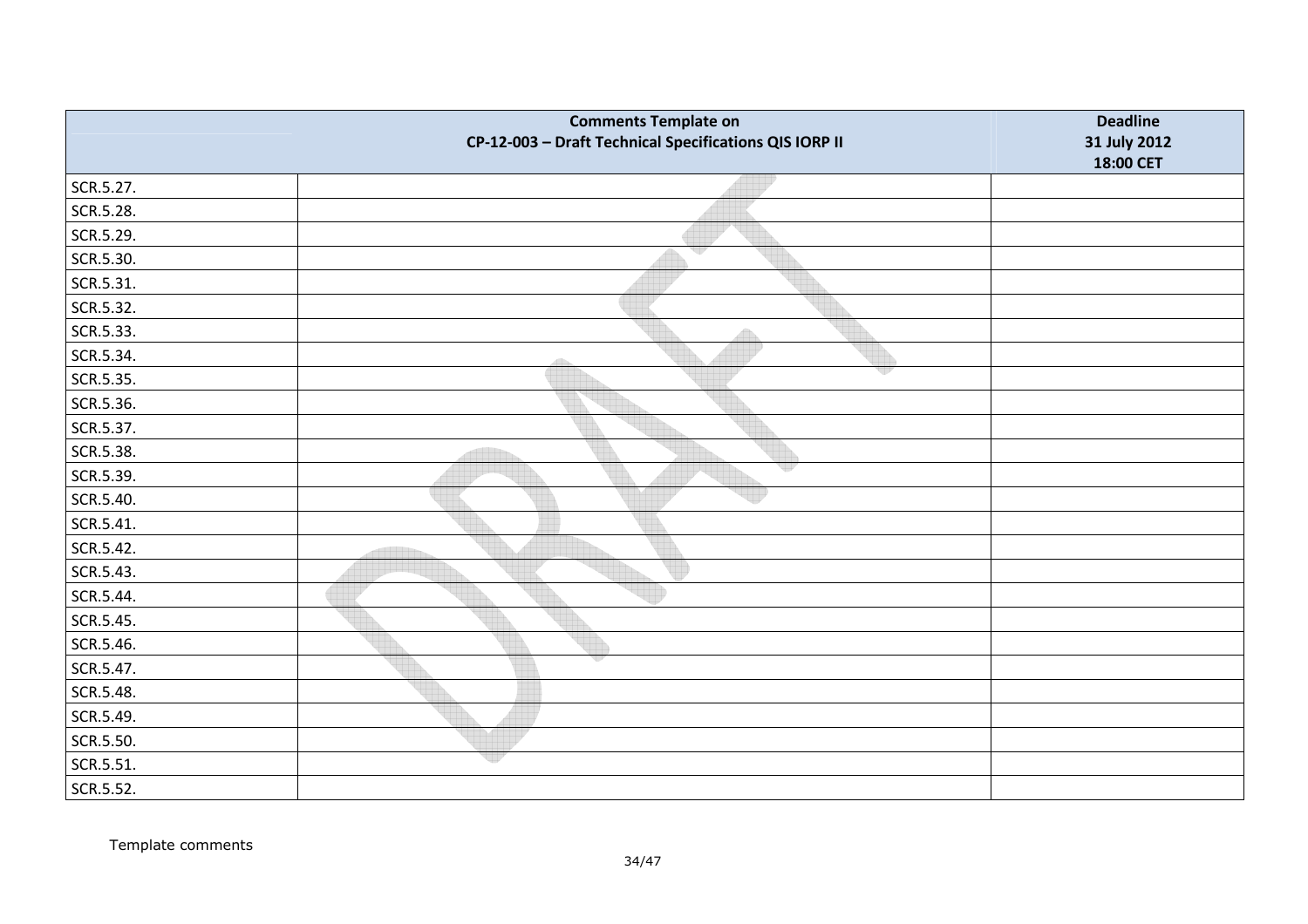| | Comments Template on CP-12-003 – Draft Technical Specifications QIS IORP II | Deadline 31 July 2012 18:00 CET |
|---|---|---|
| SCR.5.27. | | |
| SCR.5.28. | | |
| SCR.5.29. | | |
| SCR.5.30. | | |
| SCR.5.31. | | |
| SCR.5.32. | | |
| SCR.5.33. | | |
| SCR.5.34. | | |
| SCR.5.35. | | |
| SCR.5.36. | | |
| SCR.5.37. | | |
| SCR.5.38. | | |
| SCR.5.39. | | |
| SCR.5.40. | | |
| SCR.5.41. | | |
| SCR.5.42. | | |
| SCR.5.43. | | |
| SCR.5.44. | | |
| SCR.5.45. | | |
| SCR.5.46. | | |
| SCR.5.47. | | |
| SCR.5.48. | | |
| SCR.5.49. | | |
| SCR.5.50. | | |
| SCR.5.51. | | |
| SCR.5.52. | | |

Template comments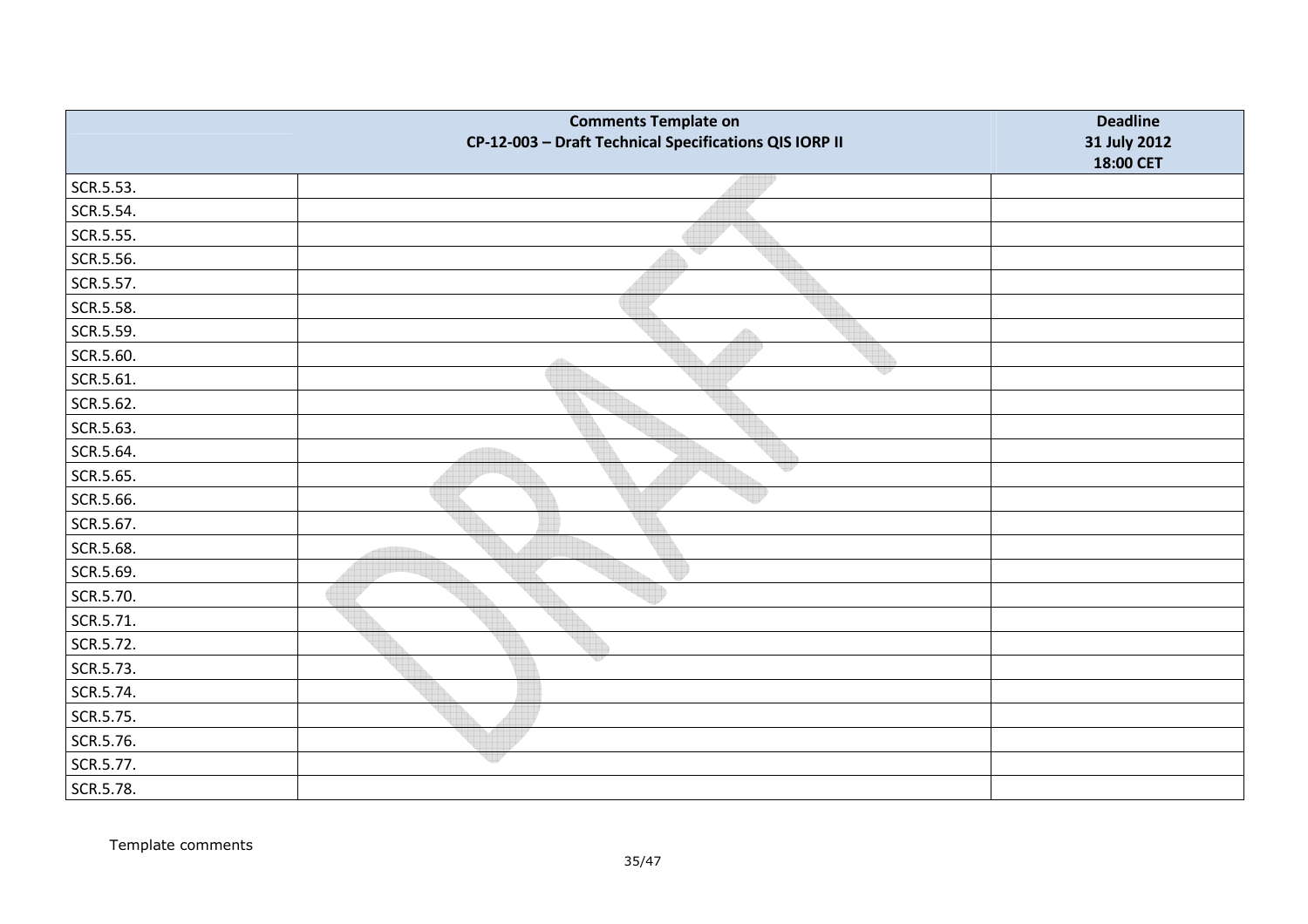| | Comments Template on CP-12-003 – Draft Technical Specifications QIS IORP II | Deadline 31 July 2012 18:00 CET |
|---|---|---|
| SCR.5.53. | | |
| SCR.5.54. | | |
| SCR.5.55. | | |
| SCR.5.56. | | |
| SCR.5.57. | | |
| SCR.5.58. | | |
| SCR.5.59. | | |
| SCR.5.60. | | |
| SCR.5.61. | | |
| SCR.5.62. | | |
| SCR.5.63. | | |
| SCR.5.64. | | |
| SCR.5.65. | | |
| SCR.5.66. | | |
| SCR.5.67. | | |
| SCR.5.68. | | |
| SCR.5.69. | | |
| SCR.5.70. | | |
| SCR.5.71. | | |
| SCR.5.72. | | |
| SCR.5.73. | | |
| SCR.5.74. | | |
| SCR.5.75. | | |
| SCR.5.76. | | |
| SCR.5.77. | | |
| SCR.5.78. | | |

Template comments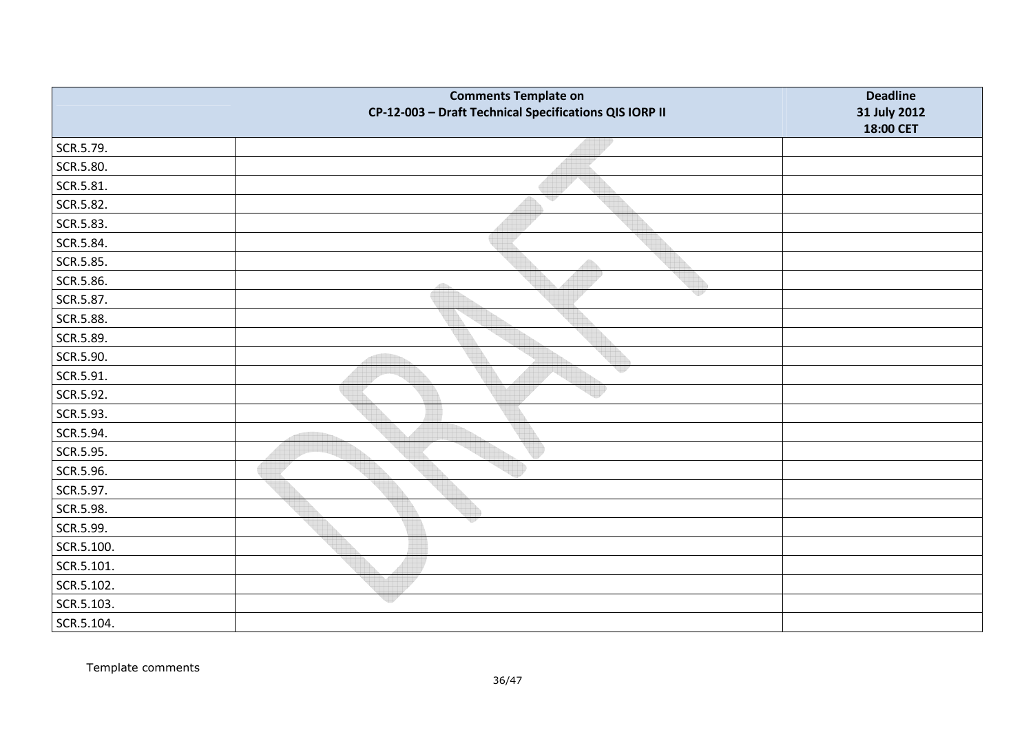| | Comments Template on CP-12-003 – Draft Technical Specifications QIS IORP II | Deadline 31 July 2012 18:00 CET |
|---|---|---|
| SCR.5.79. | | |
| SCR.5.80. | | |
| SCR.5.81. | | |
| SCR.5.82. | | |
| SCR.5.83. | | |
| SCR.5.84. | | |
| SCR.5.85. | | |
| SCR.5.86. | | |
| SCR.5.87. | | |
| SCR.5.88. | | |
| SCR.5.89. | | |
| SCR.5.90. | | |
| SCR.5.91. | | |
| SCR.5.92. | | |
| SCR.5.93. | | |
| SCR.5.94. | | |
| SCR.5.95. | | |
| SCR.5.96. | | |
| SCR.5.97. | | |
| SCR.5.98. | | |
| SCR.5.99. | | |
| SCR.5.100. | | |
| SCR.5.101. | | |
| SCR.5.102. | | |
| SCR.5.103. | | |
| SCR.5.104. | | |

Template comments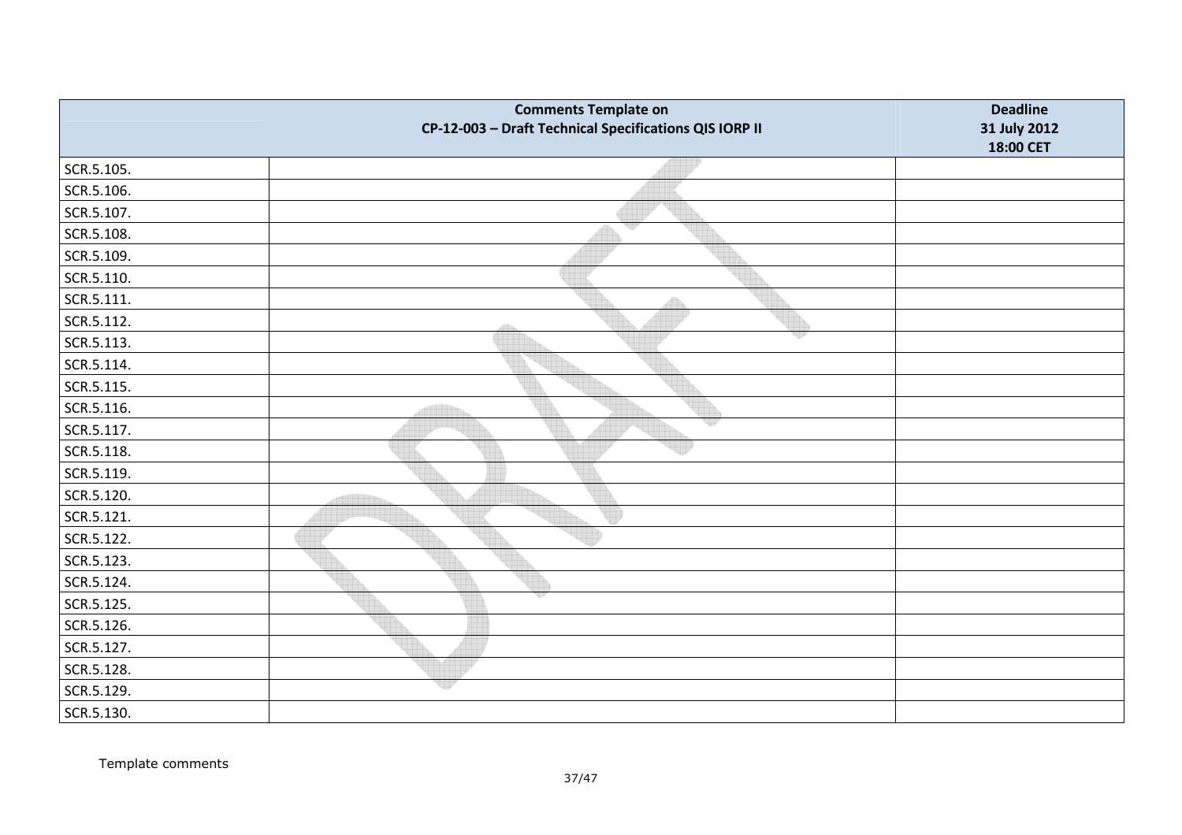| | Comments Template on CP-12-003 – Draft Technical Specifications QIS IORP II | Deadline 31 July 2012 18:00 CET |
|---|---|---|
| SCR.5.105. | | |
| SCR.5.106. | | |
| SCR.5.107. | | |
| SCR.5.108. | | |
| SCR.5.109. | | |
| SCR.5.110. | | |
| SCR.5.111. | | |
| SCR.5.112. | | |
| SCR.5.113. | | |
| SCR.5.114. | | |
| SCR.5.115. | | |
| SCR.5.116. | | |
| SCR.5.117. | | |
| SCR.5.118. | | |
| SCR.5.119. | | |
| SCR.5.120. | | |
| SCR.5.121. | | |
| SCR.5.122. | | |
| SCR.5.123. | | |
| SCR.5.124. | | |
| SCR.5.125. | | |
| SCR.5.126. | | |
| SCR.5.127. | | |
| SCR.5.128. | | |
| SCR.5.129. | | |
| SCR.5.130. | | |

Template comments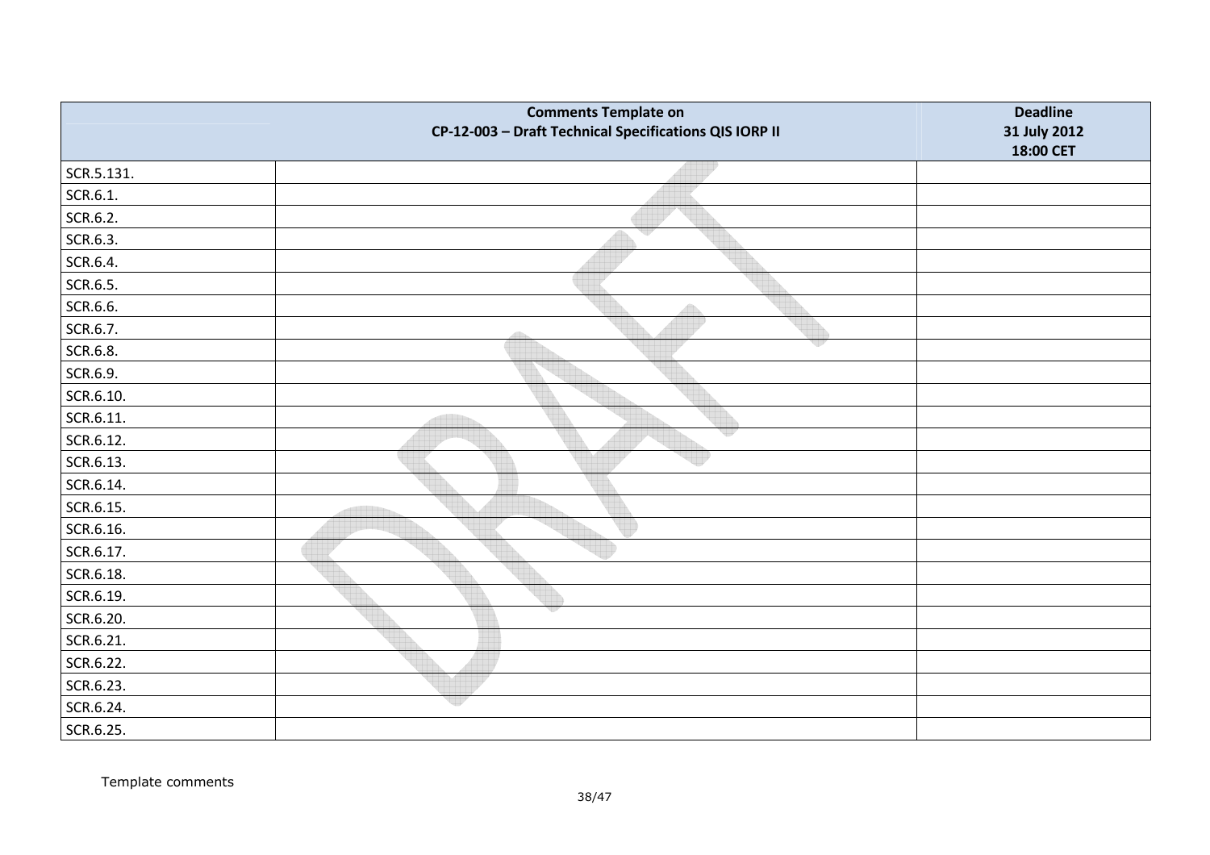| | Comments Template on CP-12-003 – Draft Technical Specifications QIS IORP II | Deadline 31 July 2012 18:00 CET |
|---|---|---|
| SCR.5.131. | | |
| SCR.6.1. | | |
| SCR.6.2. | | |
| SCR.6.3. | | |
| SCR.6.4. | | |
| SCR.6.5. | | |
| SCR.6.6. | | |
| SCR.6.7. | | |
| SCR.6.8. | | |
| SCR.6.9. | | |
| SCR.6.10. | | |
| SCR.6.11. | | |
| SCR.6.12. | | |
| SCR.6.13. | | |
| SCR.6.14. | | |
| SCR.6.15. | | |
| SCR.6.16. | | |
| SCR.6.17. | | |
| SCR.6.18. | | |
| SCR.6.19. | | |
| SCR.6.20. | | |
| SCR.6.21. | | |
| SCR.6.22. | | |
| SCR.6.23. | | |
| SCR.6.24. | | |
| SCR.6.25. | | |

Template comments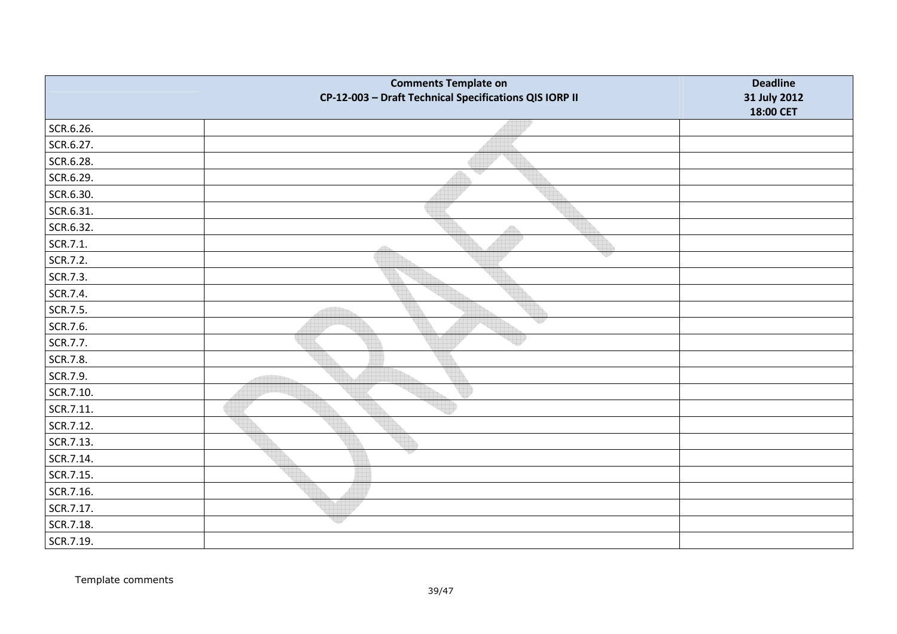| | Comments Template on CP-12-003 – Draft Technical Specifications QIS IORP II | Deadline 31 July 2012 18:00 CET |
|---|---|---|
| SCR.6.26. | | |
| SCR.6.27. | | |
| SCR.6.28. | | |
| SCR.6.29. | | |
| SCR.6.30. | | |
| SCR.6.31. | | |
| SCR.6.32. | | |
| SCR.7.1. | | |
| SCR.7.2. | | |
| SCR.7.3. | | |
| SCR.7.4. | | |
| SCR.7.5. | | |
| SCR.7.6. | | |
| SCR.7.7. | | |
| SCR.7.8. | | |
| SCR.7.9. | | |
| SCR.7.10. | | |
| SCR.7.11. | | |
| SCR.7.12. | | |
| SCR.7.13. | | |
| SCR.7.14. | | |
| SCR.7.15. | | |
| SCR.7.16. | | |
| SCR.7.17. | | |
| SCR.7.18. | | |
| SCR.7.19. | | |

Template comments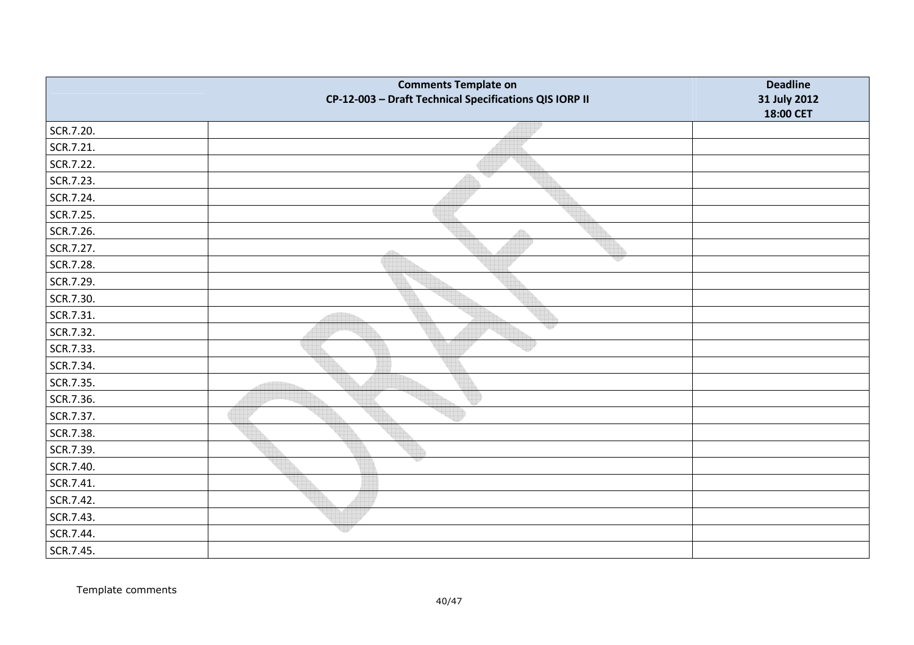| | Comments Template on CP-12-003 – Draft Technical Specifications QIS IORP II | Deadline 31 July 2012 18:00 CET |
|---|---|---|
| SCR.7.20. | | |
| SCR.7.21. | | |
| SCR.7.22. | | |
| SCR.7.23. | | |
| SCR.7.24. | | |
| SCR.7.25. | | |
| SCR.7.26. | | |
| SCR.7.27. | | |
| SCR.7.28. | | |
| SCR.7.29. | | |
| SCR.7.30. | | |
| SCR.7.31. | | |
| SCR.7.32. | | |
| SCR.7.33. | | |
| SCR.7.34. | | |
| SCR.7.35. | | |
| SCR.7.36. | | |
| SCR.7.37. | | |
| SCR.7.38. | | |
| SCR.7.39. | | |
| SCR.7.40. | | |
| SCR.7.41. | | |
| SCR.7.42. | | |
| SCR.7.43. | | |
| SCR.7.44. | | |
| SCR.7.45. | | |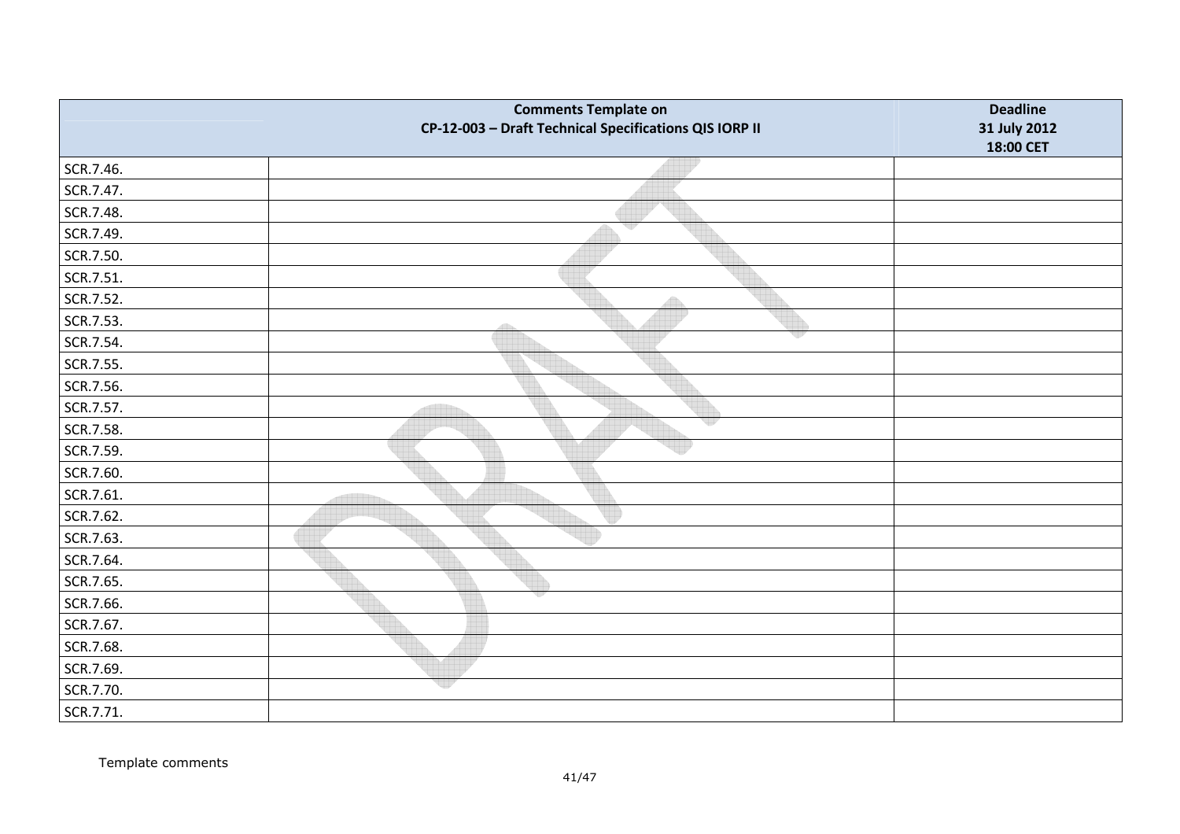| | Comments Template on<br>CP-12-003 – Draft Technical Specifications QIS IORP II | Deadline<br>31 July 2012<br>18:00 CET |
|---|---|---|
| SCR.7.46. | | |
| SCR.7.47. | | |
| SCR.7.48. | | |
| SCR.7.49. | | |
| SCR.7.50. | | |
| SCR.7.51. | | |
| SCR.7.52. | | |
| SCR.7.53. | | |
| SCR.7.54. | | |
| SCR.7.55. | | |
| SCR.7.56. | | |
| SCR.7.57. | | |
| SCR.7.58. | | |
| SCR.7.59. | | |
| SCR.7.60. | | |
| SCR.7.61. | | |
| SCR.7.62. | | |
| SCR.7.63. | | |
| SCR.7.64. | | |
| SCR.7.65. | | |
| SCR.7.66. | | |
| SCR.7.67. | | |
| SCR.7.68. | | |
| SCR.7.69. | | |
| SCR.7.70. | | |
| SCR.7.71. | | |

Template comments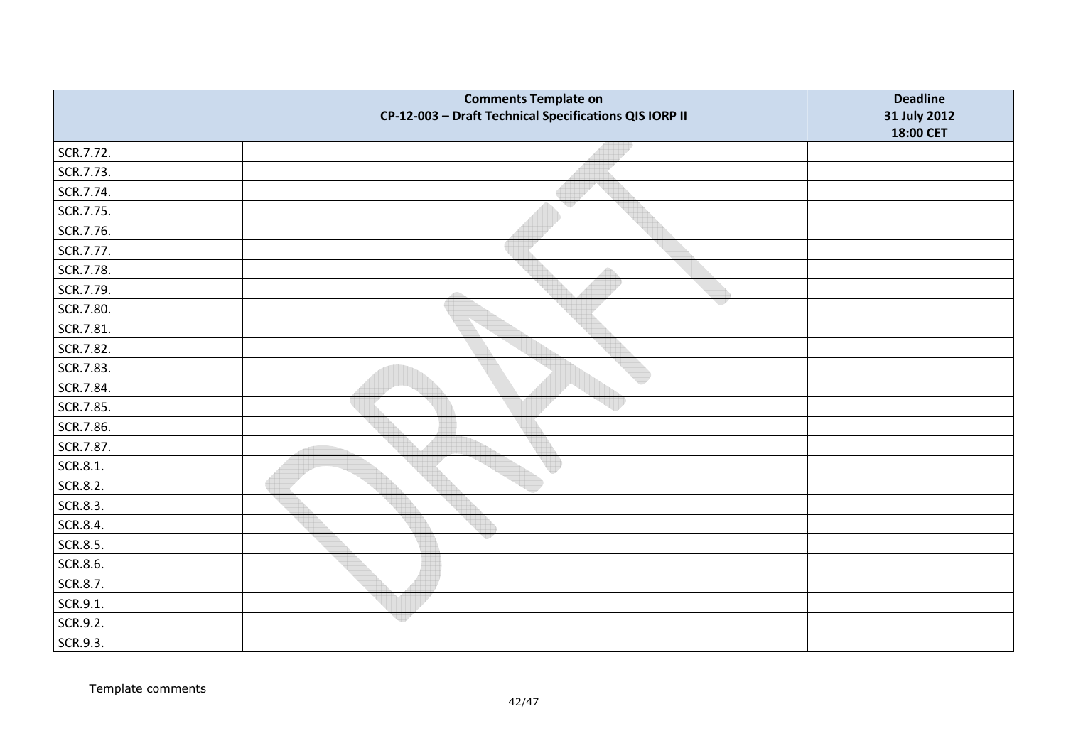| | Comments Template on<br>CP-12-003 – Draft Technical Specifications QIS IORP II | Deadline<br>31 July 2012<br>18:00 CET |
|---|---|---|
| SCR.7.72. | | |
| SCR.7.73. | | |
| SCR.7.74. | | |
| SCR.7.75. | | |
| SCR.7.76. | | |
| SCR.7.77. | | |
| SCR.7.78. | | |
| SCR.7.79. | | |
| SCR.7.80. | | |
| SCR.7.81. | | |
| SCR.7.82. | | |
| SCR.7.83. | | |
| SCR.7.84. | | |
| SCR.7.85. | | |
| SCR.7.86. | | |
| SCR.7.87. | | |
| SCR.8.1. | | |
| SCR.8.2. | | |
| SCR.8.3. | | |
| SCR.8.4. | | |
| SCR.8.5. | | |
| SCR.8.6. | | |
| SCR.8.7. | | |
| SCR.9.1. | | |
| SCR.9.2. | | |
| SCR.9.3. | | |

Template comments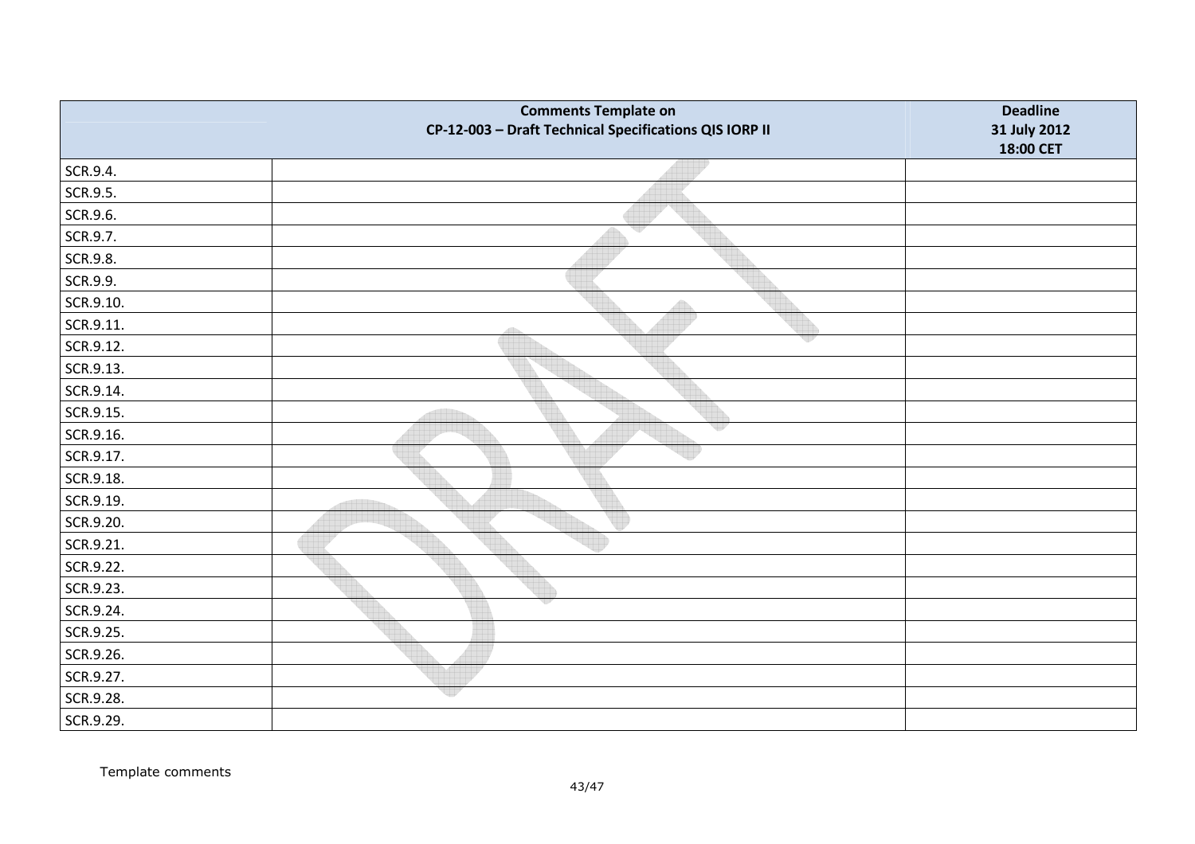| | Comments Template on CP-12-003 – Draft Technical Specifications QIS IORP II | Deadline 31 July 2012 18:00 CET |
|---|---|---|
| SCR.9.4. | | |
| SCR.9.5. | | |
| SCR.9.6. | | |
| SCR.9.7. | | |
| SCR.9.8. | | |
| SCR.9.9. | | |
| SCR.9.10. | | |
| SCR.9.11. | | |
| SCR.9.12. | | |
| SCR.9.13. | | |
| SCR.9.14. | | |
| SCR.9.15. | | |
| SCR.9.16. | | |
| SCR.9.17. | | |
| SCR.9.18. | | |
| SCR.9.19. | | |
| SCR.9.20. | | |
| SCR.9.21. | | |
| SCR.9.22. | | |
| SCR.9.23. | | |
| SCR.9.24. | | |
| SCR.9.25. | | |
| SCR.9.26. | | |
| SCR.9.27. | | |
| SCR.9.28. | | |
| SCR.9.29. | | |

Template comments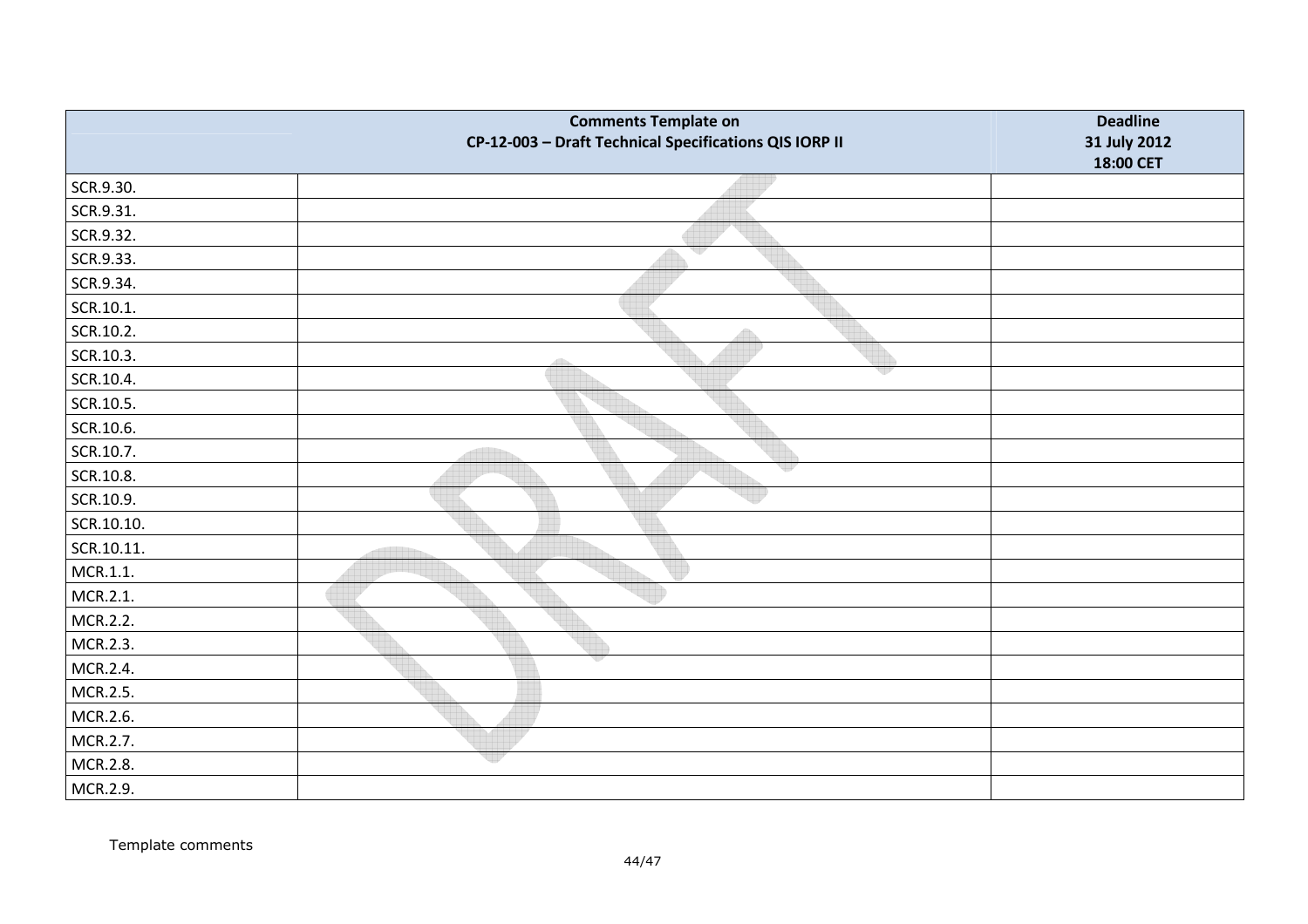| | Comments Template on<br>CP-12-003 – Draft Technical Specifications QIS IORP II | Deadline<br>31 July 2012<br>18:00 CET |
|---|---|---|
| SCR.9.30. | | |
| SCR.9.31. | | |
| SCR.9.32. | | |
| SCR.9.33. | | |
| SCR.9.34. | | |
| SCR.10.1. | | |
| SCR.10.2. | | |
| SCR.10.3. | | |
| SCR.10.4. | | |
| SCR.10.5. | | |
| SCR.10.6. | | |
| SCR.10.7. | | |
| SCR.10.8. | | |
| SCR.10.9. | | |
| SCR.10.10. | | |
| SCR.10.11. | | |
| MCR.1.1. | | |
| MCR.2.1. | | |
| MCR.2.2. | | |
| MCR.2.3. | | |
| MCR.2.4. | | |
| MCR.2.5. | | |
| MCR.2.6. | | |
| MCR.2.7. | | |
| MCR.2.8. | | |
| MCR.2.9. | | |

Template comments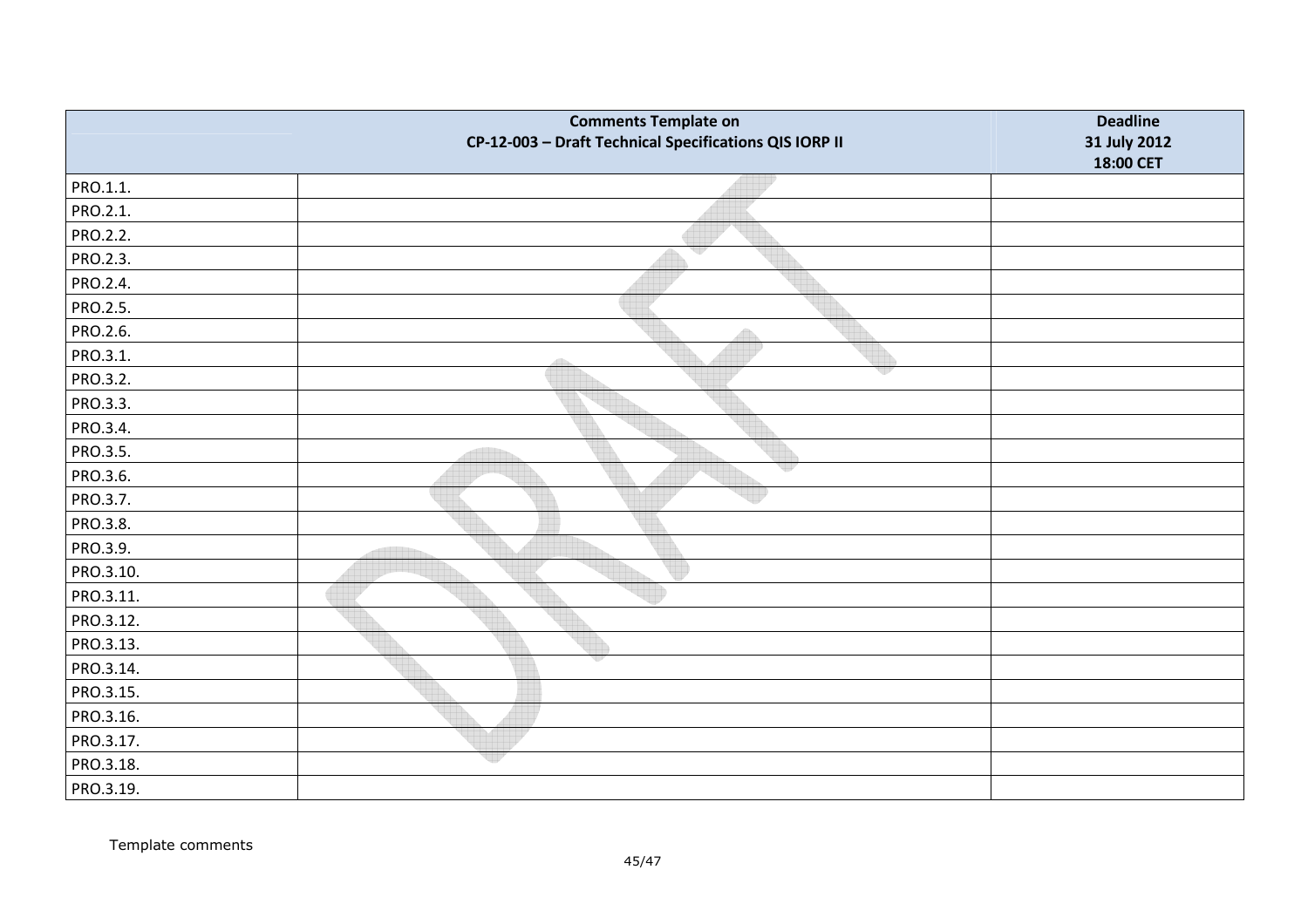| | Comments Template on CP-12-003 – Draft Technical Specifications QIS IORP II | Deadline 31 July 2012 18:00 CET |
|---|---|---|
| PRO.1.1. | | |
| PRO.2.1. | | |
| PRO.2.2. | | |
| PRO.2.3. | | |
| PRO.2.4. | | |
| PRO.2.5. | | |
| PRO.2.6. | | |
| PRO.3.1. | | |
| PRO.3.2. | | |
| PRO.3.3. | | |
| PRO.3.4. | | |
| PRO.3.5. | | |
| PRO.3.6. | | |
| PRO.3.7. | | |
| PRO.3.8. | | |
| PRO.3.9. | | |
| PRO.3.10. | | |
| PRO.3.11. | | |
| PRO.3.12. | | |
| PRO.3.13. | | |
| PRO.3.14. | | |
| PRO.3.15. | | |
| PRO.3.16. | | |
| PRO.3.17. | | |
| PRO.3.18. | | |
| PRO.3.19. | | |

Template comments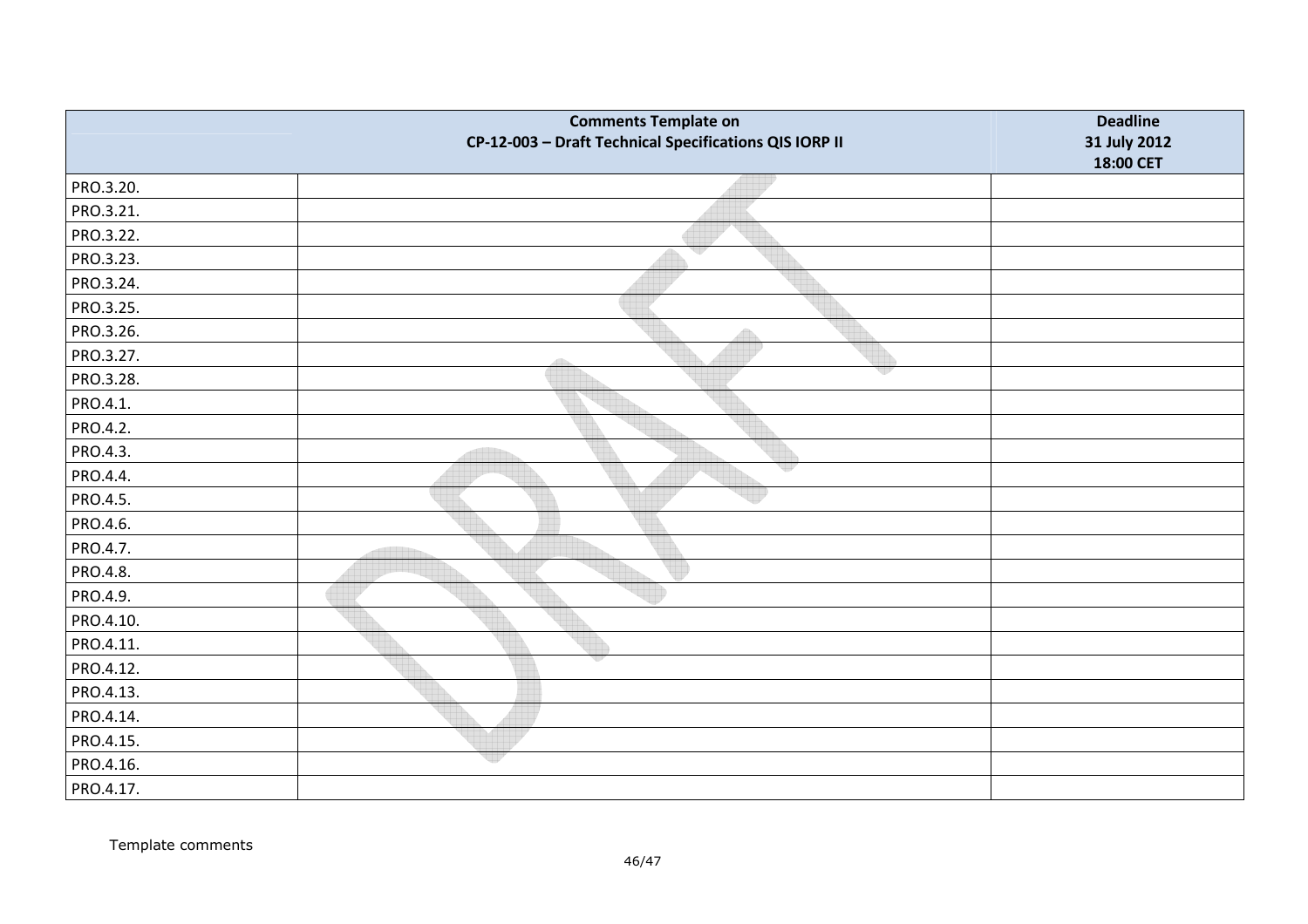| | Comments Template on CP-12-003 – Draft Technical Specifications QIS IORP II | Deadline 31 July 2012 18:00 CET |
|---|---|---|
| PRO.3.20. | | |
| PRO.3.21. | | |
| PRO.3.22. | | |
| PRO.3.23. | | |
| PRO.3.24. | | |
| PRO.3.25. | | |
| PRO.3.26. | | |
| PRO.3.27. | | |
| PRO.3.28. | | |
| PRO.4.1. | | |
| PRO.4.2. | | |
| PRO.4.3. | | |
| PRO.4.4. | | |
| PRO.4.5. | | |
| PRO.4.6. | | |
| PRO.4.7. | | |
| PRO.4.8. | | |
| PRO.4.9. | | |
| PRO.4.10. | | |
| PRO.4.11. | | |
| PRO.4.12. | | |
| PRO.4.13. | | |
| PRO.4.14. | | |
| PRO.4.15. | | |
| PRO.4.16. | | |
| PRO.4.17. | | |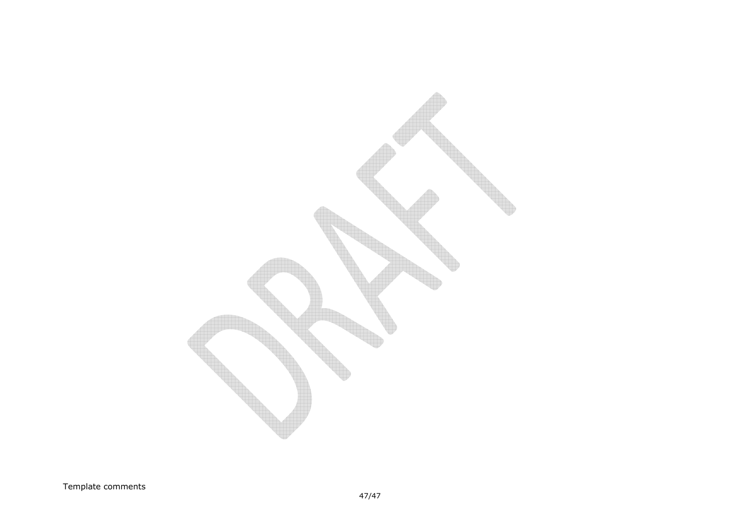Template comments